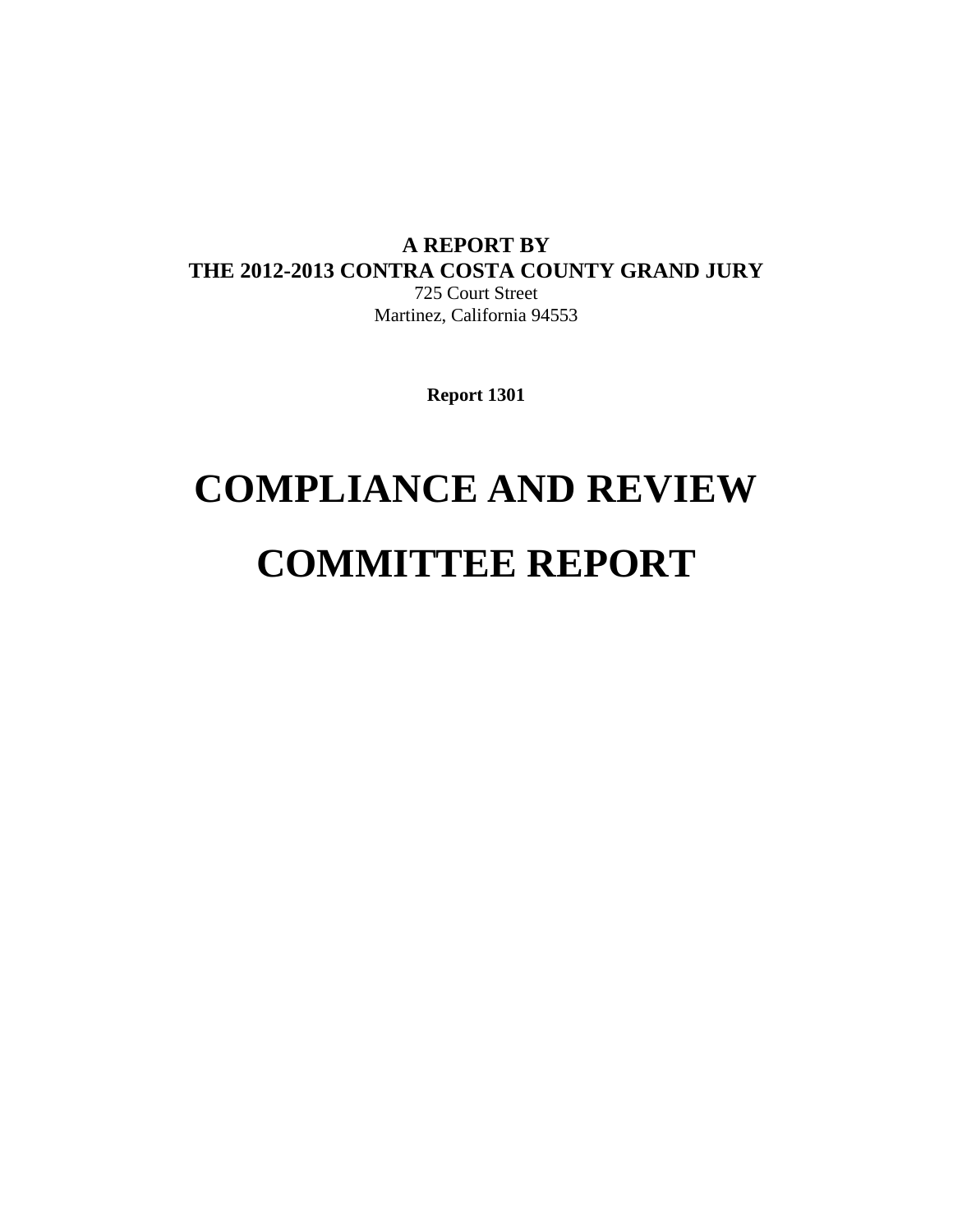**A REPORT BY**
**THE 2012-2013 CONTRA COSTA COUNTY GRAND JURY**
725 Court Street
Martinez, California 94553

**Report 1301**

# COMPLIANCE AND REVIEW COMMITTEE REPORT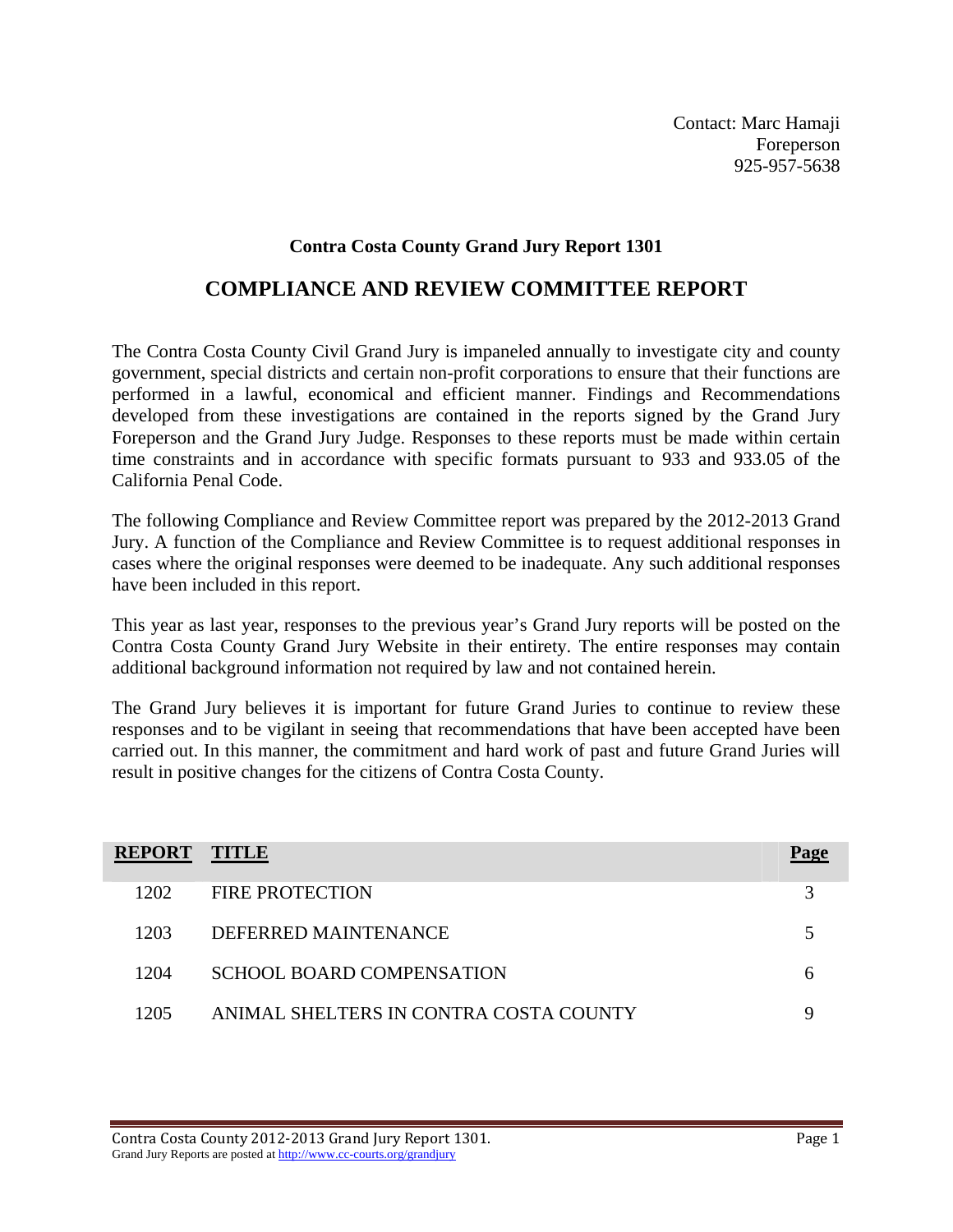Contact: Marc Hamaji
Foreperson
925-957-5638

## Contra Costa County Grand Jury Report 1301

# COMPLIANCE AND REVIEW COMMITTEE REPORT

The Contra Costa County Civil Grand Jury is impaneled annually to investigate city and county government, special districts and certain non-profit corporations to ensure that their functions are performed in a lawful, economical and efficient manner. Findings and Recommendations developed from these investigations are contained in the reports signed by the Grand Jury Foreperson and the Grand Jury Judge. Responses to these reports must be made within certain time constraints and in accordance with specific formats pursuant to 933 and 933.05 of the California Penal Code.

The following Compliance and Review Committee report was prepared by the 2012-2013 Grand Jury. A function of the Compliance and Review Committee is to request additional responses in cases where the original responses were deemed to be inadequate. Any such additional responses have been included in this report.

This year as last year, responses to the previous year's Grand Jury reports will be posted on the Contra Costa County Grand Jury Website in their entirety. The entire responses may contain additional background information not required by law and not contained herein.

The Grand Jury believes it is important for future Grand Juries to continue to review these responses and to be vigilant in seeing that recommendations that have been accepted have been carried out. In this manner, the commitment and hard work of past and future Grand Juries will result in positive changes for the citizens of Contra Costa County.

| REPORT | TITLE | Page |
|---|---|---|
| 1202 | FIRE PROTECTION | 3 |
| 1203 | DEFERRED MAINTENANCE | 5 |
| 1204 | SCHOOL BOARD COMPENSATION | 6 |
| 1205 | ANIMAL SHELTERS IN CONTRA COSTA COUNTY | 9 |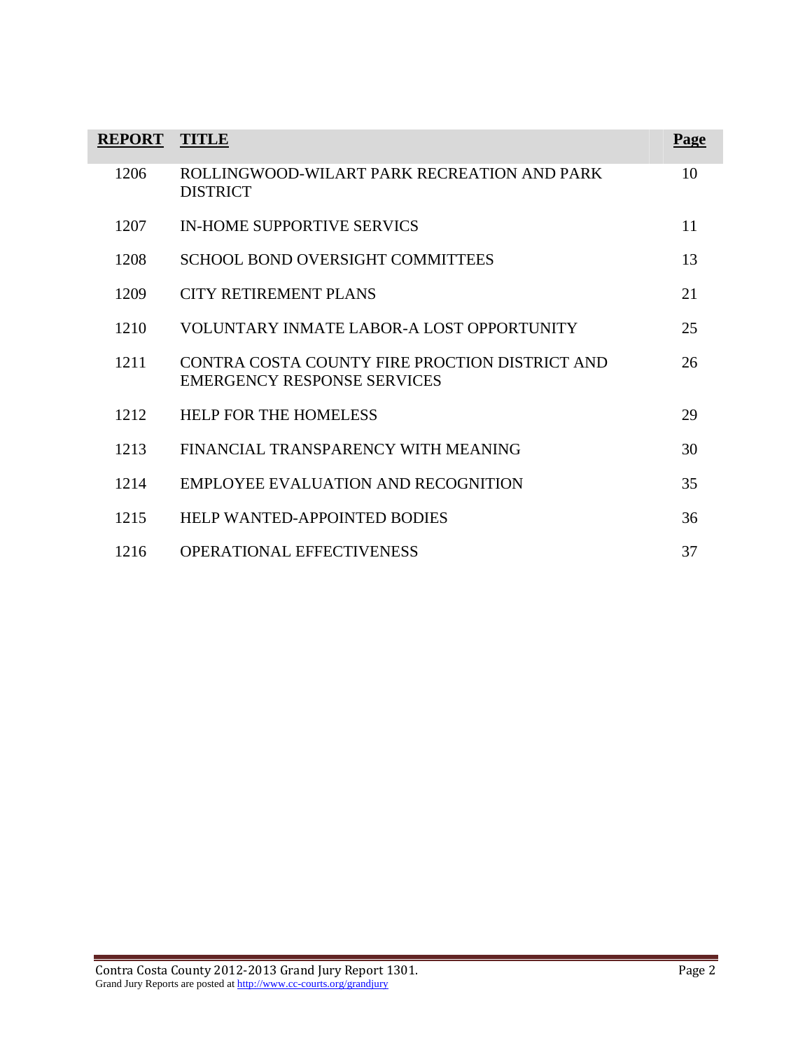| **REPORT** | **TITLE** | **Page** |
|---|---|---|
| 1206 | ROLLINGWOOD-WILART PARK RECREATION AND PARK DISTRICT | 10 |
| 1207 | IN-HOME SUPPORTIVE SERVICS | 11 |
| 1208 | SCHOOL BOND OVERSIGHT COMMITTEES | 13 |
| 1209 | CITY RETIREMENT PLANS | 21 |
| 1210 | VOLUNTARY INMATE LABOR-A LOST OPPORTUNITY | 25 |
| 1211 | CONTRA COSTA COUNTY FIRE PROCTION DISTRICT AND EMERGENCY RESPONSE SERVICES | 26 |
| 1212 | HELP FOR THE HOMELESS | 29 |
| 1213 | FINANCIAL TRANSPARENCY WITH MEANING | 30 |
| 1214 | EMPLOYEE EVALUATION AND RECOGNITION | 35 |
| 1215 | HELP WANTED-APPOINTED BODIES | 36 |
| 1216 | OPERATIONAL EFFECTIVENESS | 37 |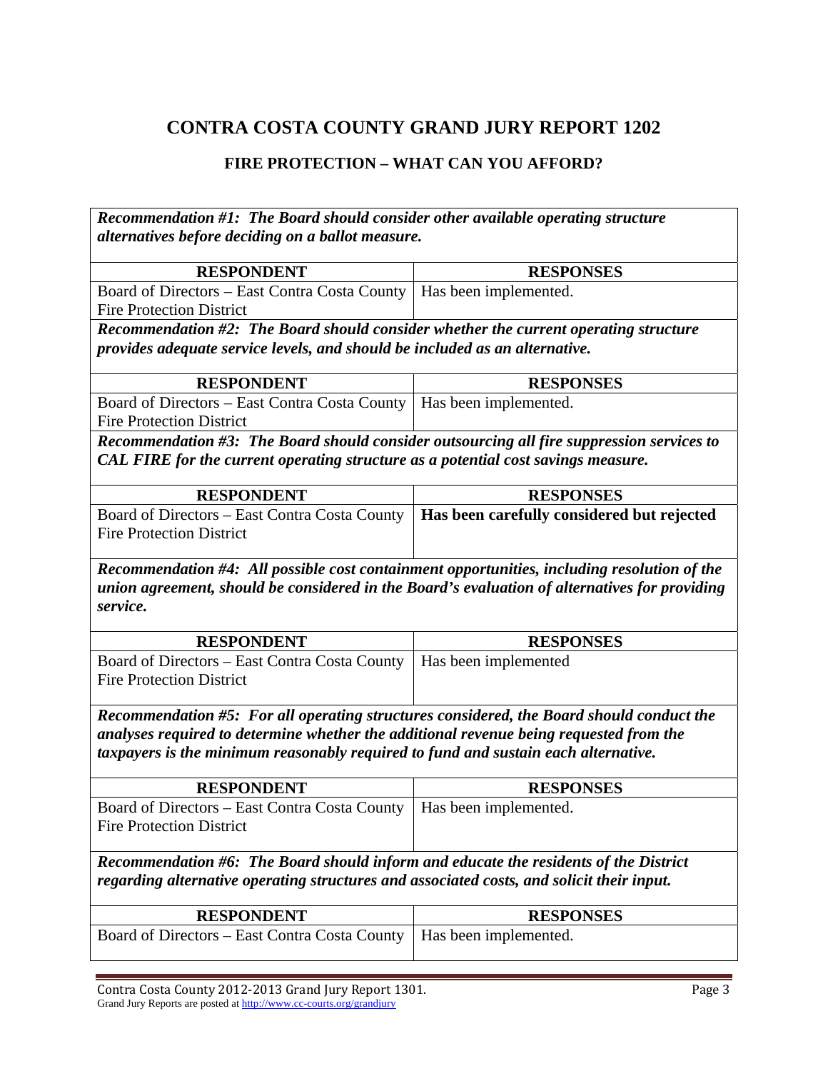# CONTRA COSTA COUNTY GRAND JURY REPORT 1202

## FIRE PROTECTION – WHAT CAN YOU AFFORD?

***Recommendation #1: The Board should consider other available operating structure alternatives before deciding on a ballot measure.***

| RESPONDENT | RESPONSES |
|---|---|
| Board of Directors – East Contra Costa County Fire Protection District | Has been implemented. |

***Recommendation #2: The Board should consider whether the current operating structure provides adequate service levels, and should be included as an alternative.***

| RESPONDENT | RESPONSES |
|---|---|
| Board of Directors – East Contra Costa County Fire Protection District | Has been implemented. |

***Recommendation #3: The Board should consider outsourcing all fire suppression services to CAL FIRE for the current operating structure as a potential cost savings measure.***

| RESPONDENT | RESPONSES |
|---|---|
| Board of Directors – East Contra Costa County Fire Protection District | **Has been carefully considered but rejected** |

***Recommendation #4: All possible cost containment opportunities, including resolution of the union agreement, should be considered in the Board's evaluation of alternatives for providing service.***

| RESPONDENT | RESPONSES |
|---|---|
| Board of Directors – East Contra Costa County Fire Protection District | Has been implemented |

***Recommendation #5: For all operating structures considered, the Board should conduct the analyses required to determine whether the additional revenue being requested from the taxpayers is the minimum reasonably required to fund and sustain each alternative.***

| RESPONDENT | RESPONSES |
|---|---|
| Board of Directors – East Contra Costa County Fire Protection District | Has been implemented. |

***Recommendation #6: The Board should inform and educate the residents of the District regarding alternative operating structures and associated costs, and solicit their input.***

| RESPONDENT | RESPONSES |
|---|---|
| Board of Directors – East Contra Costa County | Has been implemented. |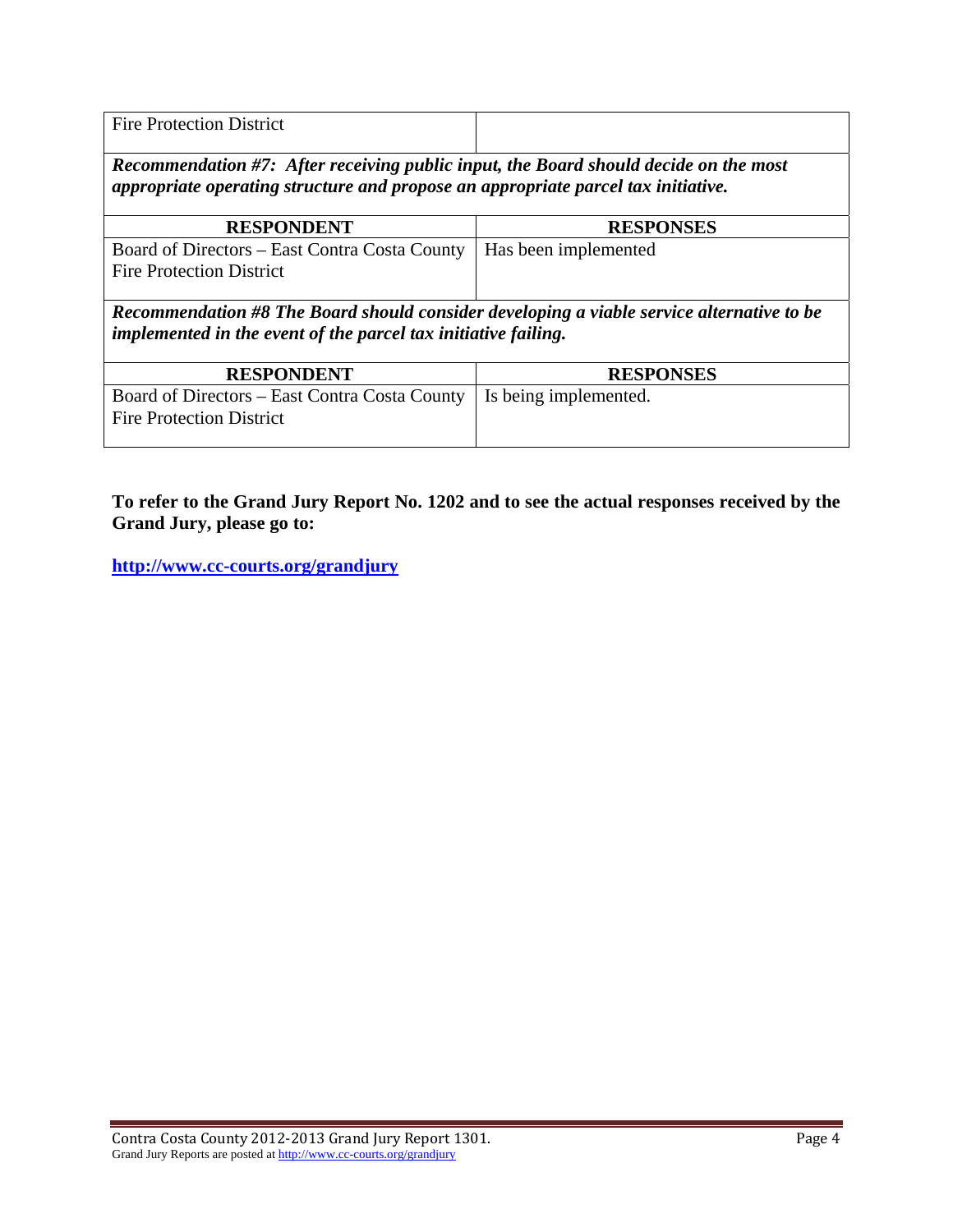| Fire Protection District | |
|---|---|

***Recommendation #7: After receiving public input, the Board should decide on the most appropriate operating structure and propose an appropriate parcel tax initiative.***

| RESPONDENT | RESPONSES |
|---|---|
| Board of Directors – East Contra Costa County Fire Protection District | Has been implemented |

***Recommendation #8 The Board should consider developing a viable service alternative to be implemented in the event of the parcel tax initiative failing.***

| RESPONDENT | RESPONSES |
|---|---|
| Board of Directors – East Contra Costa County Fire Protection District | Is being implemented. |

**To refer to the Grand Jury Report No. 1202 and to see the actual responses received by the Grand Jury, please go to:**

**http://www.cc-courts.org/grandjury**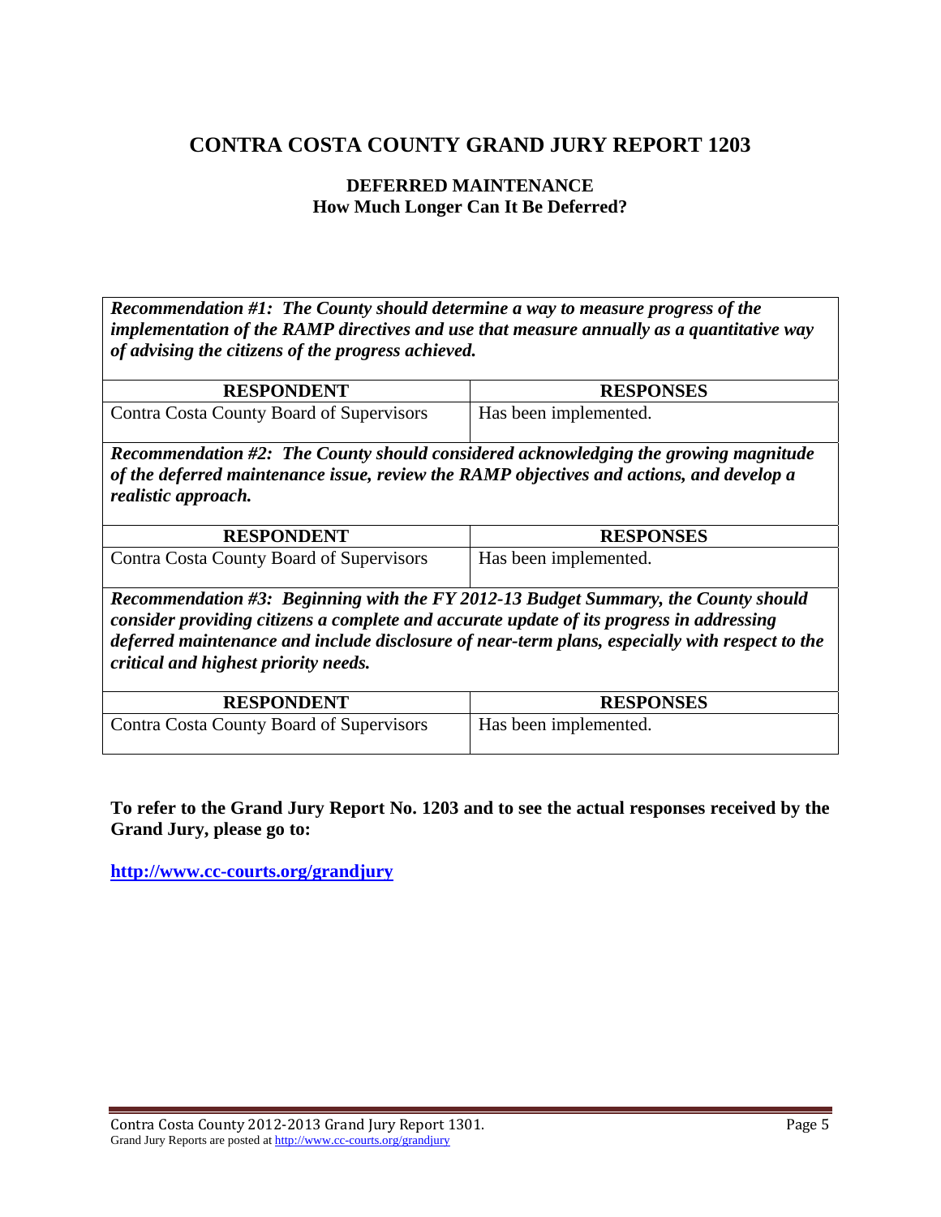# CONTRA COSTA COUNTY GRAND JURY REPORT 1203

**DEFERRED MAINTENANCE**
**How Much Longer Can It Be Deferred?**

***Recommendation #1: The County should determine a way to measure progress of the implementation of the RAMP directives and use that measure annually as a quantitative way of advising the citizens of the progress achieved.***

| RESPONDENT | RESPONSES |
|---|---|
| Contra Costa County Board of Supervisors | Has been implemented. |

***Recommendation #2: The County should considered acknowledging the growing magnitude of the deferred maintenance issue, review the RAMP objectives and actions, and develop a realistic approach.***

| RESPONDENT | RESPONSES |
|---|---|
| Contra Costa County Board of Supervisors | Has been implemented. |

***Recommendation #3: Beginning with the FY 2012-13 Budget Summary, the County should consider providing citizens a complete and accurate update of its progress in addressing deferred maintenance and include disclosure of near-term plans, especially with respect to the critical and highest priority needs.***

| RESPONDENT | RESPONSES |
|---|---|
| Contra Costa County Board of Supervisors | Has been implemented. |

**To refer to the Grand Jury Report No. 1203 and to see the actual responses received by the Grand Jury, please go to:**

**http://www.cc-courts.org/grandjury**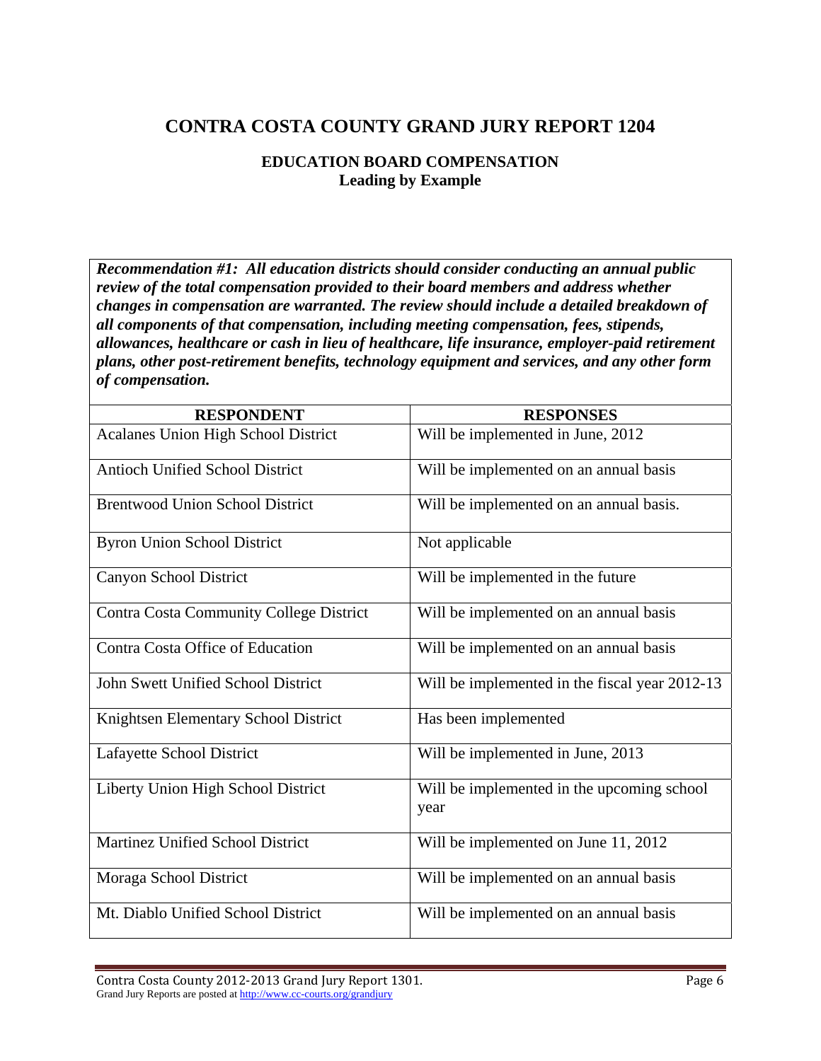# CONTRA COSTA COUNTY GRAND JURY REPORT 1204

### EDUCATION BOARD COMPENSATION
### Leading by Example

***Recommendation #1: All education districts should consider conducting an annual public review of the total compensation provided to their board members and address whether changes in compensation are warranted. The review should include a detailed breakdown of all components of that compensation, including meeting compensation, fees, stipends, allowances, healthcare or cash in lieu of healthcare, life insurance, employer-paid retirement plans, other post-retirement benefits, technology equipment and services, and any other form of compensation.***

| RESPONDENT | RESPONSES |
|---|---|
| Acalanes Union High School District | Will be implemented in June, 2012 |
| Antioch Unified School District | Will be implemented on an annual basis |
| Brentwood Union School District | Will be implemented on an annual basis. |
| Byron Union School District | Not applicable |
| Canyon School District | Will be implemented in the future |
| Contra Costa Community College District | Will be implemented on an annual basis |
| Contra Costa Office of Education | Will be implemented on an annual basis |
| John Swett Unified School District | Will be implemented in the fiscal year 2012-13 |
| Knightsen Elementary School District | Has been implemented |
| Lafayette School District | Will be implemented in June, 2013 |
| Liberty Union High School District | Will be implemented in the upcoming school year |
| Martinez Unified School District | Will be implemented on June 11, 2012 |
| Moraga School District | Will be implemented on an annual basis |
| Mt. Diablo Unified School District | Will be implemented on an annual basis |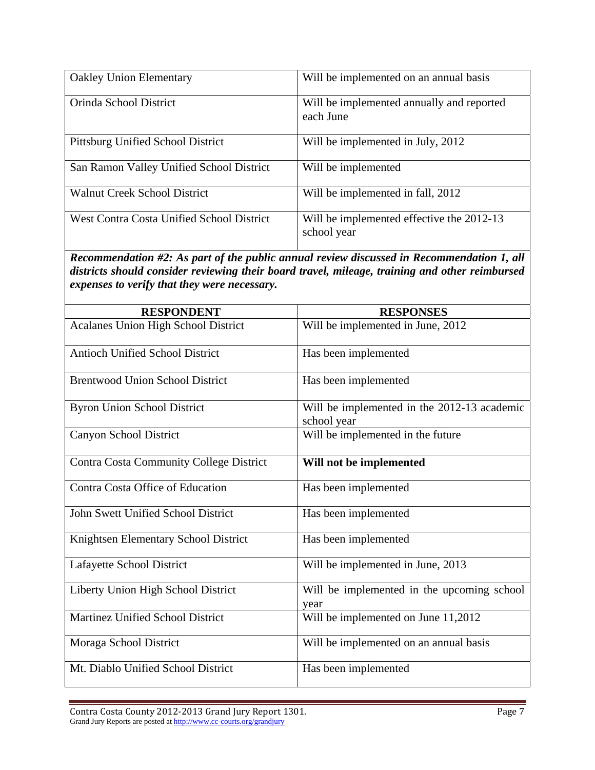| | |
|---|---|
| Oakley Union Elementary | Will be implemented on an annual basis |
| Orinda School District | Will be implemented annually and reported each June |
| Pittsburg Unified School District | Will be implemented in July, 2012 |
| San Ramon Valley Unified School District | Will be implemented |
| Walnut Creek School District | Will be implemented in fall, 2012 |
| West Contra Costa Unified School District | Will be implemented effective the 2012-13 school year |

***Recommendation #2: As part of the public annual review discussed in Recommendation 1, all districts should consider reviewing their board travel, mileage, training and other reimbursed expenses to verify that they were necessary.***

| RESPONDENT | RESPONSES |
|---|---|
| Acalanes Union High School District | Will be implemented in June, 2012 |
| Antioch Unified School District | Has been implemented |
| Brentwood Union School District | Has been implemented |
| Byron Union School District | Will be implemented in the 2012-13 academic school year |
| Canyon School District | Will be implemented in the future |
| Contra Costa Community College District | **Will not be implemented** |
| Contra Costa Office of Education | Has been implemented |
| John Swett Unified School District | Has been implemented |
| Knightsen Elementary School District | Has been implemented |
| Lafayette School District | Will be implemented in June, 2013 |
| Liberty Union High School District | Will be implemented in the upcoming school year |
| Martinez Unified School District | Will be implemented on June 11,2012 |
| Moraga School District | Will be implemented on an annual basis |
| Mt. Diablo Unified School District | Has been implemented |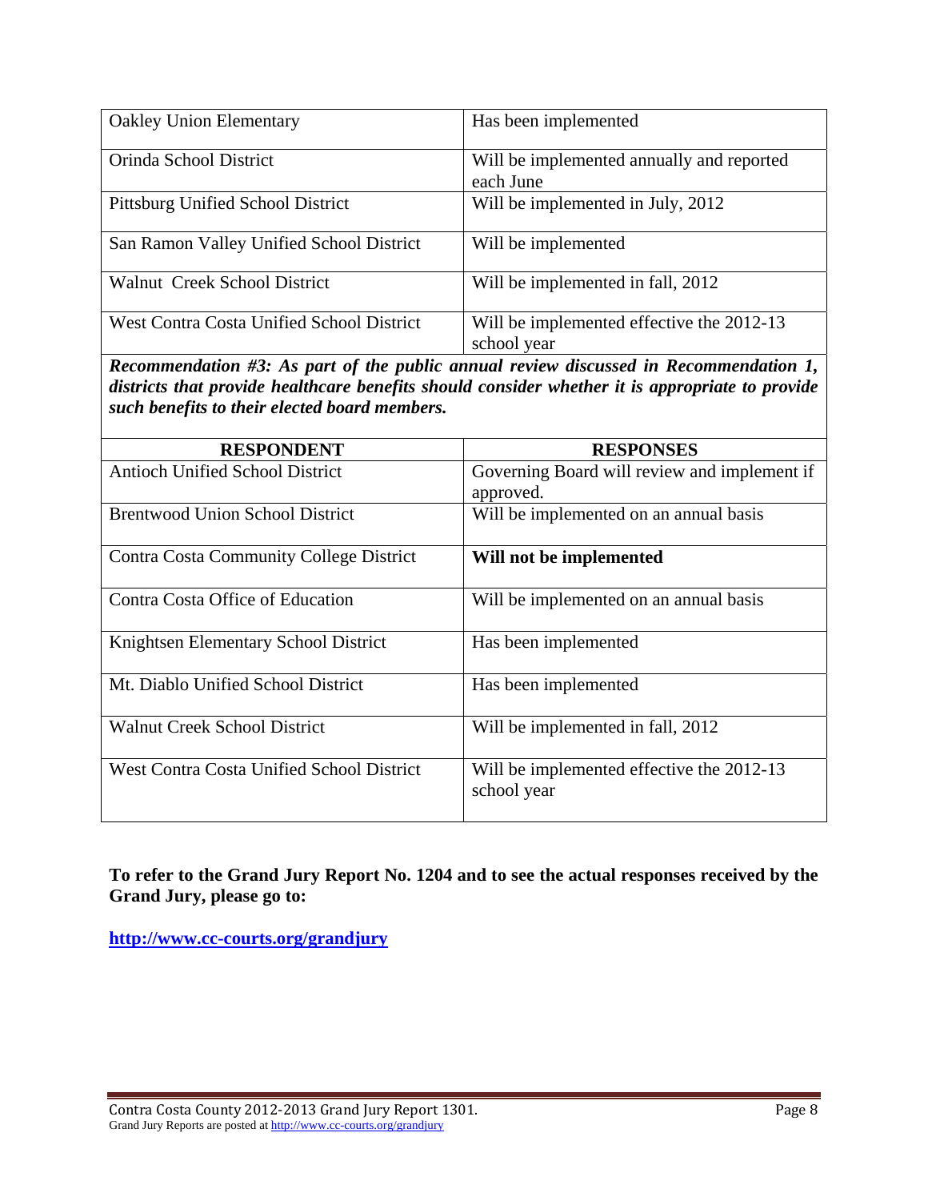| | |
|---|---|
| Oakley Union Elementary | Has been implemented |
| Orinda School District | Will be implemented annually and reported each June |
| Pittsburg Unified School District | Will be implemented in July, 2012 |
| San Ramon Valley Unified School District | Will be implemented |
| Walnut Creek School District | Will be implemented in fall, 2012 |
| West Contra Costa Unified School District | Will be implemented effective the 2012-13 school year |

***Recommendation #3: As part of the public annual review discussed in Recommendation 1, districts that provide healthcare benefits should consider whether it is appropriate to provide such benefits to their elected board members.***

| RESPONDENT | RESPONSES |
|---|---|
| Antioch Unified School District | Governing Board will review and implement if approved. |
| Brentwood Union School District | Will be implemented on an annual basis |
| Contra Costa Community College District | **Will not be implemented** |
| Contra Costa Office of Education | Will be implemented on an annual basis |
| Knightsen Elementary School District | Has been implemented |
| Mt. Diablo Unified School District | Has been implemented |
| Walnut Creek School District | Will be implemented in fall, 2012 |
| West Contra Costa Unified School District | Will be implemented effective the 2012-13 school year |

**To refer to the Grand Jury Report No. 1204 and to see the actual responses received by the Grand Jury, please go to:**

**http://www.cc-courts.org/grandjury**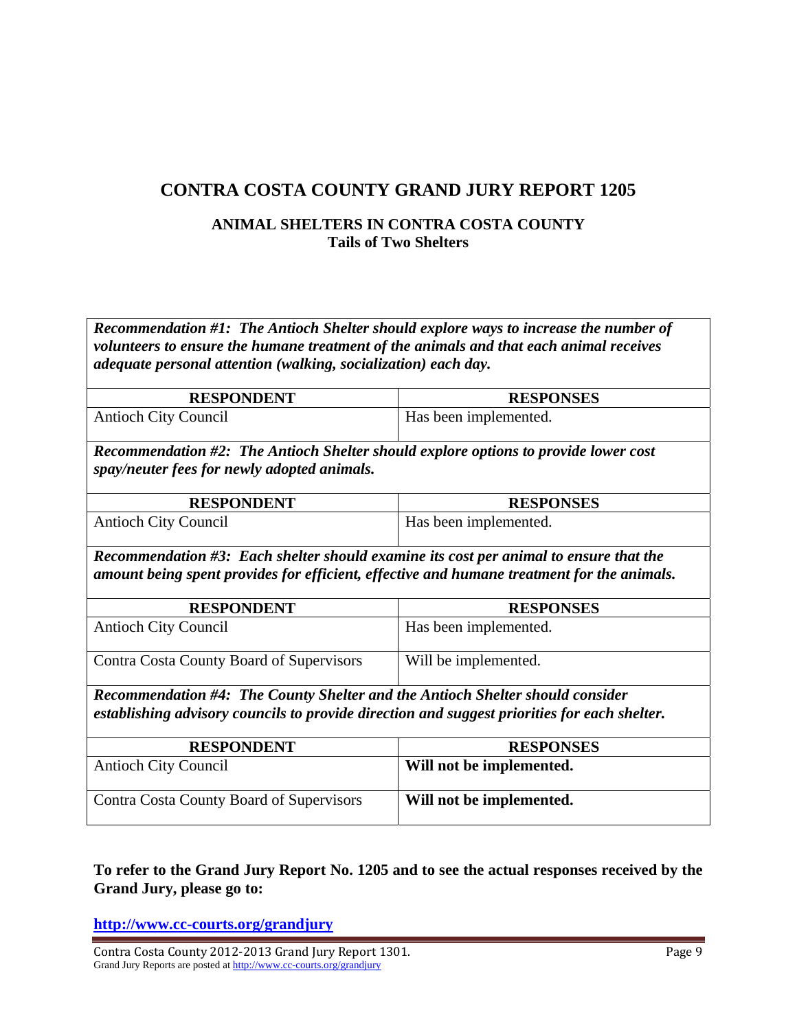# CONTRA COSTA COUNTY GRAND JURY REPORT 1205

## ANIMAL SHELTERS IN CONTRA COSTA COUNTY
### Tails of Two Shelters

***Recommendation #1: The Antioch Shelter should explore ways to increase the number of volunteers to ensure the humane treatment of the animals and that each animal receives adequate personal attention (walking, socialization) each day.***

| RESPONDENT | RESPONSES |
|---|---|
| Antioch City Council | Has been implemented. |

***Recommendation #2: The Antioch Shelter should explore options to provide lower cost spay/neuter fees for newly adopted animals.***

| RESPONDENT | RESPONSES |
|---|---|
| Antioch City Council | Has been implemented. |

***Recommendation #3: Each shelter should examine its cost per animal to ensure that the amount being spent provides for efficient, effective and humane treatment for the animals.***

| RESPONDENT | RESPONSES |
|---|---|
| Antioch City Council | Has been implemented. |
| Contra Costa County Board of Supervisors | Will be implemented. |

***Recommendation #4: The County Shelter and the Antioch Shelter should consider establishing advisory councils to provide direction and suggest priorities for each shelter.***

| RESPONDENT | RESPONSES |
|---|---|
| Antioch City Council | **Will not be implemented.** |
| Contra Costa County Board of Supervisors | **Will not be implemented.** |

**To refer to the Grand Jury Report No. 1205 and to see the actual responses received by the Grand Jury, please go to:**

**http://www.cc-courts.org/grandjury**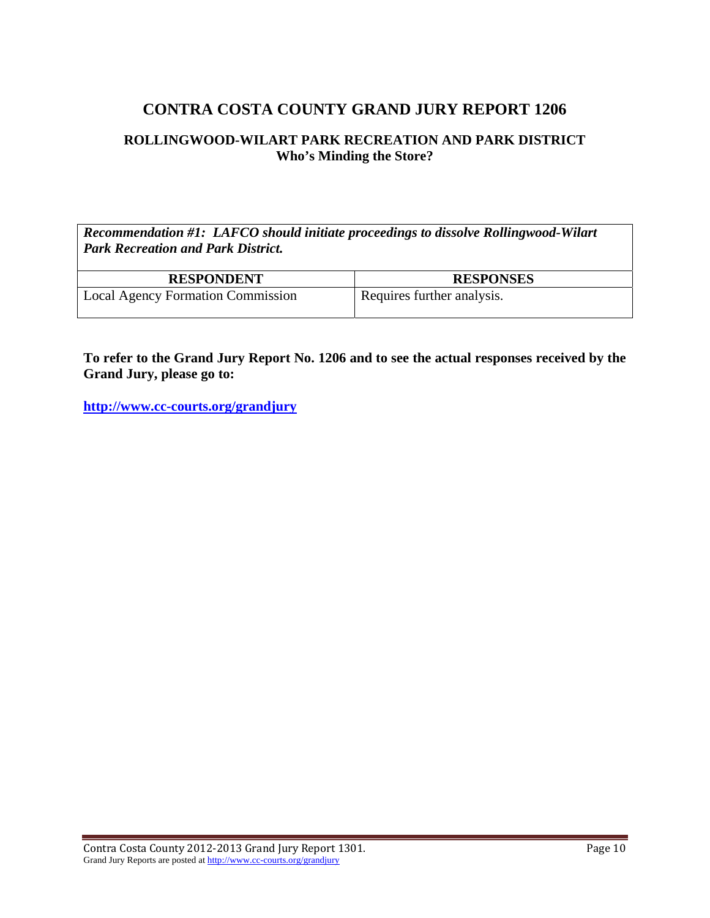# CONTRA COSTA COUNTY GRAND JURY REPORT 1206

## ROLLINGWOOD-WILART PARK RECREATION AND PARK DISTRICT
## Who's Minding the Store?

| ***Recommendation #1: LAFCO should initiate proceedings to dissolve Rollingwood-Wilart Park Recreation and Park District.*** | |
|---|---|
| **RESPONDENT** | **RESPONSES** |
| Local Agency Formation Commission | Requires further analysis. |

**To refer to the Grand Jury Report No. 1206 and to see the actual responses received by the Grand Jury, please go to:**

**http://www.cc-courts.org/grandjury**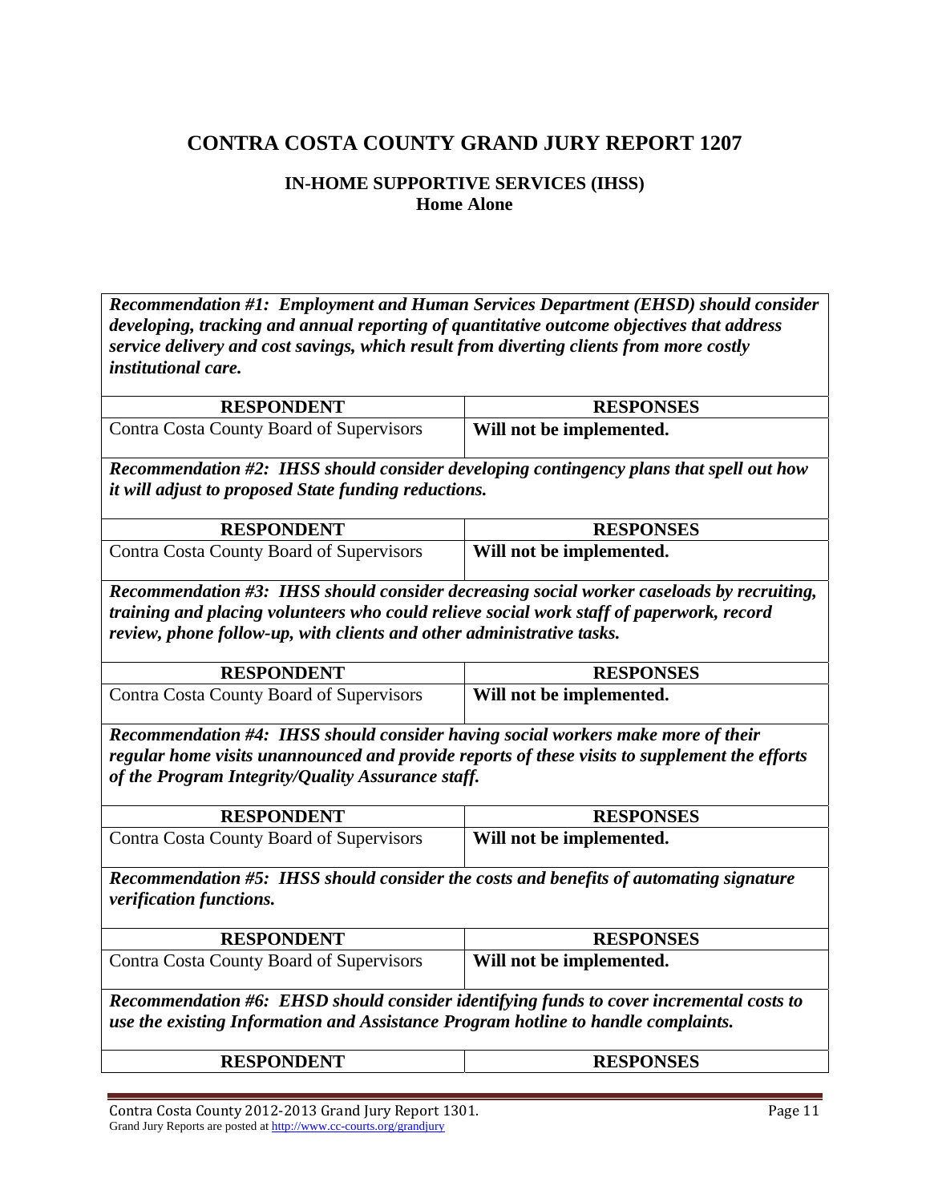# CONTRA COSTA COUNTY GRAND JURY REPORT 1207

## IN-HOME SUPPORTIVE SERVICES (IHSS)
### Home Alone

***Recommendation #1: Employment and Human Services Department (EHSD) should consider developing, tracking and annual reporting of quantitative outcome objectives that address service delivery and cost savings, which result from diverting clients from more costly institutional care.***

| RESPONDENT | RESPONSES |
|---|---|
| Contra Costa County Board of Supervisors | **Will not be implemented.** |

***Recommendation #2: IHSS should consider developing contingency plans that spell out how it will adjust to proposed State funding reductions.***

| RESPONDENT | RESPONSES |
|---|---|
| Contra Costa County Board of Supervisors | **Will not be implemented.** |

***Recommendation #3: IHSS should consider decreasing social worker caseloads by recruiting, training and placing volunteers who could relieve social work staff of paperwork, record review, phone follow-up, with clients and other administrative tasks.***

| RESPONDENT | RESPONSES |
|---|---|
| Contra Costa County Board of Supervisors | **Will not be implemented.** |

***Recommendation #4: IHSS should consider having social workers make more of their regular home visits unannounced and provide reports of these visits to supplement the efforts of the Program Integrity/Quality Assurance staff.***

| RESPONDENT | RESPONSES |
|---|---|
| Contra Costa County Board of Supervisors | **Will not be implemented.** |

***Recommendation #5: IHSS should consider the costs and benefits of automating signature verification functions.***

| RESPONDENT | RESPONSES |
|---|---|
| Contra Costa County Board of Supervisors | **Will not be implemented.** |

***Recommendation #6: EHSD should consider identifying funds to cover incremental costs to use the existing Information and Assistance Program hotline to handle complaints.***

| RESPONDENT | RESPONSES |
|---|---|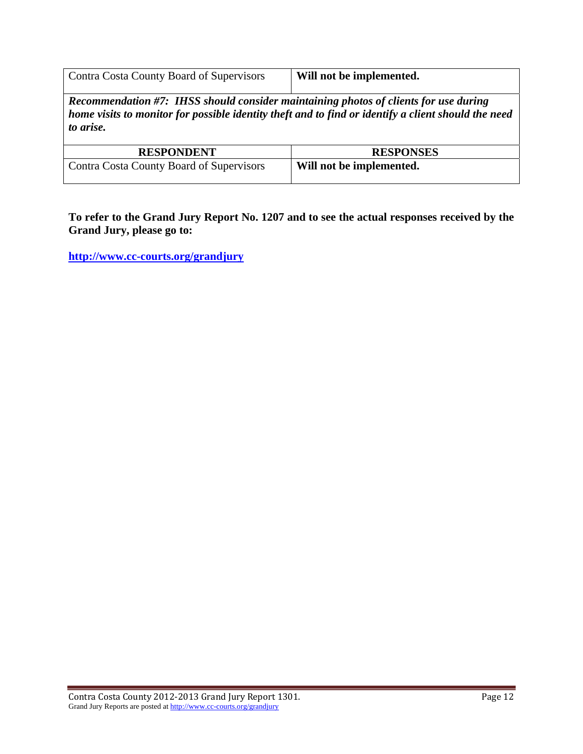| Contra Costa County Board of Supervisors | **Will not be implemented.** |
|---|---|

***Recommendation #7: IHSS should consider maintaining photos of clients for use during home visits to monitor for possible identity theft and to find or identify a client should the need to arise.***

| RESPONDENT | RESPONSES |
|---|---|
| Contra Costa County Board of Supervisors | **Will not be implemented.** |

**To refer to the Grand Jury Report No. 1207 and to see the actual responses received by the Grand Jury, please go to:**

**http://www.cc-courts.org/grandjury**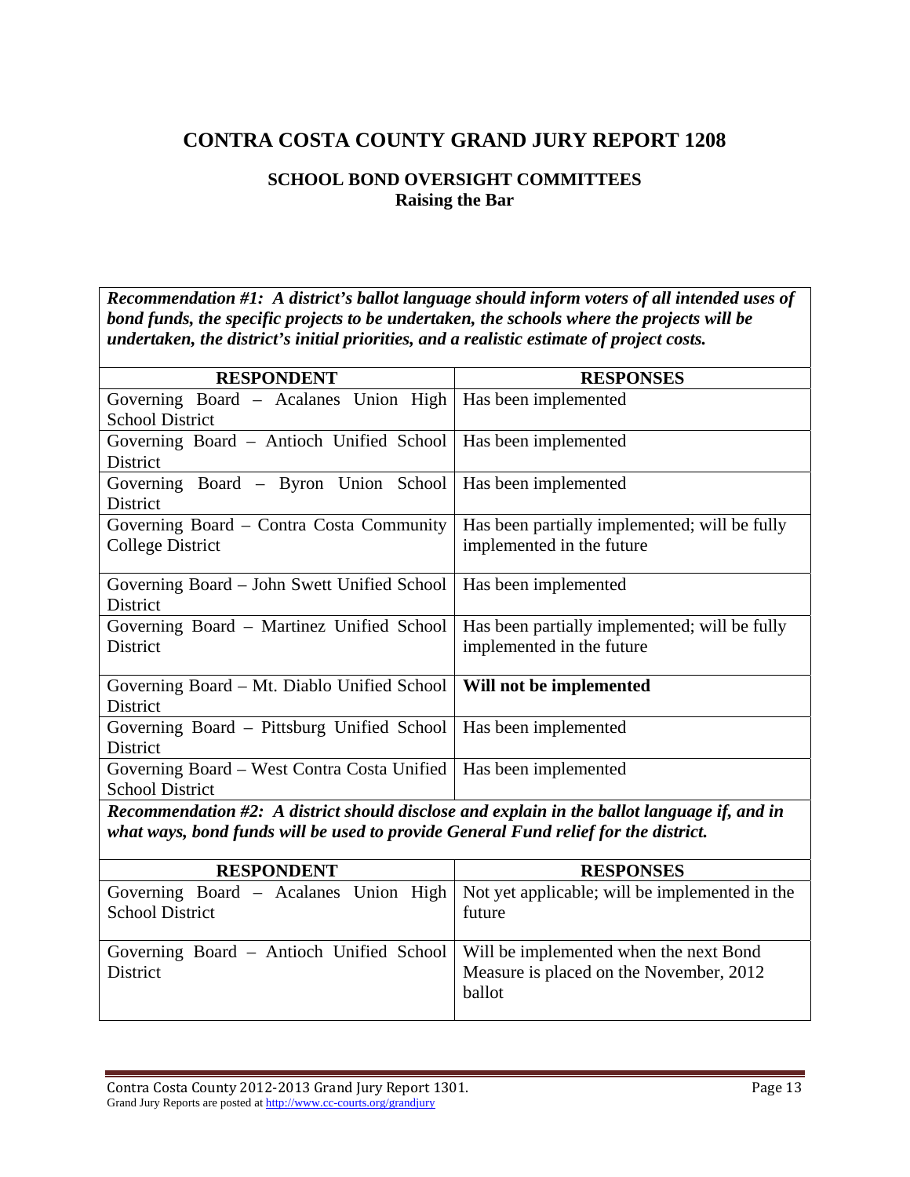# CONTRA COSTA COUNTY GRAND JURY REPORT 1208

## SCHOOL BOND OVERSIGHT COMMITTEES
**Raising the Bar**

***Recommendation #1: A district's ballot language should inform voters of all intended uses of bond funds, the specific projects to be undertaken, the schools where the projects will be undertaken, the district's initial priorities, and a realistic estimate of project costs.***

| RESPONDENT | RESPONSES |
|---|---|
| Governing Board – Acalanes Union High School District | Has been implemented |
| Governing Board – Antioch Unified School District | Has been implemented |
| Governing Board – Byron Union School District | Has been implemented |
| Governing Board – Contra Costa Community College District | Has been partially implemented; will be fully implemented in the future |
| Governing Board – John Swett Unified School District | Has been implemented |
| Governing Board – Martinez Unified School District | Has been partially implemented; will be fully implemented in the future |
| Governing Board – Mt. Diablo Unified School District | **Will not be implemented** |
| Governing Board – Pittsburg Unified School District | Has been implemented |
| Governing Board – West Contra Costa Unified School District | Has been implemented |

***Recommendation #2: A district should disclose and explain in the ballot language if, and in what ways, bond funds will be used to provide General Fund relief for the district.***

| RESPONDENT | RESPONSES |
|---|---|
| Governing Board – Acalanes Union High School District | Not yet applicable; will be implemented in the future |
| Governing Board – Antioch Unified School District | Will be implemented when the next Bond Measure is placed on the November, 2012 ballot |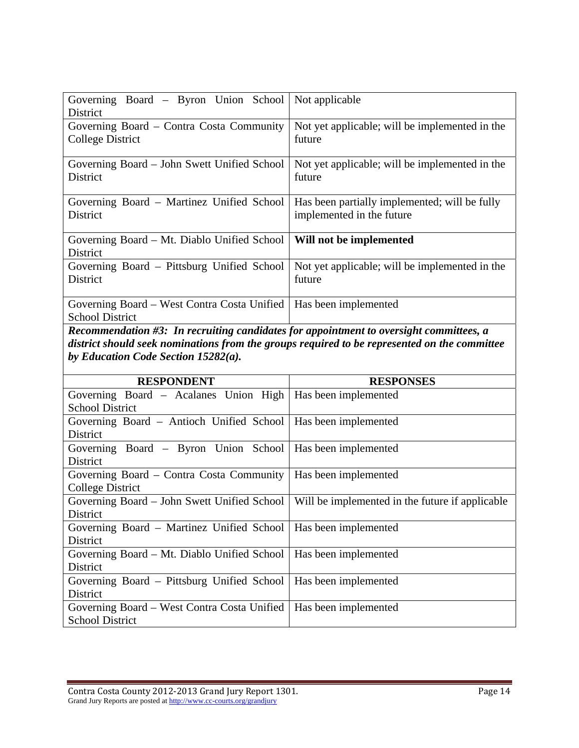| | |
|---|---|
| Governing Board – Byron Union School District | Not applicable |
| Governing Board – Contra Costa Community College District | Not yet applicable; will be implemented in the future |
| Governing Board – John Swett Unified School District | Not yet applicable; will be implemented in the future |
| Governing Board – Martinez Unified School District | Has been partially implemented; will be fully implemented in the future |
| Governing Board – Mt. Diablo Unified School District | **Will not be implemented** |
| Governing Board – Pittsburg Unified School District | Not yet applicable; will be implemented in the future |
| Governing Board – West Contra Costa Unified School District | Has been implemented |

***Recommendation #3: In recruiting candidates for appointment to oversight committees, a district should seek nominations from the groups required to be represented on the committee by Education Code Section 15282(a).***

| RESPONDENT | RESPONSES |
|---|---|
| Governing Board – Acalanes Union High School District | Has been implemented |
| Governing Board – Antioch Unified School District | Has been implemented |
| Governing Board – Byron Union School District | Has been implemented |
| Governing Board – Contra Costa Community College District | Has been implemented |
| Governing Board – John Swett Unified School District | Will be implemented in the future if applicable |
| Governing Board – Martinez Unified School District | Has been implemented |
| Governing Board – Mt. Diablo Unified School District | Has been implemented |
| Governing Board – Pittsburg Unified School District | Has been implemented |
| Governing Board – West Contra Costa Unified School District | Has been implemented |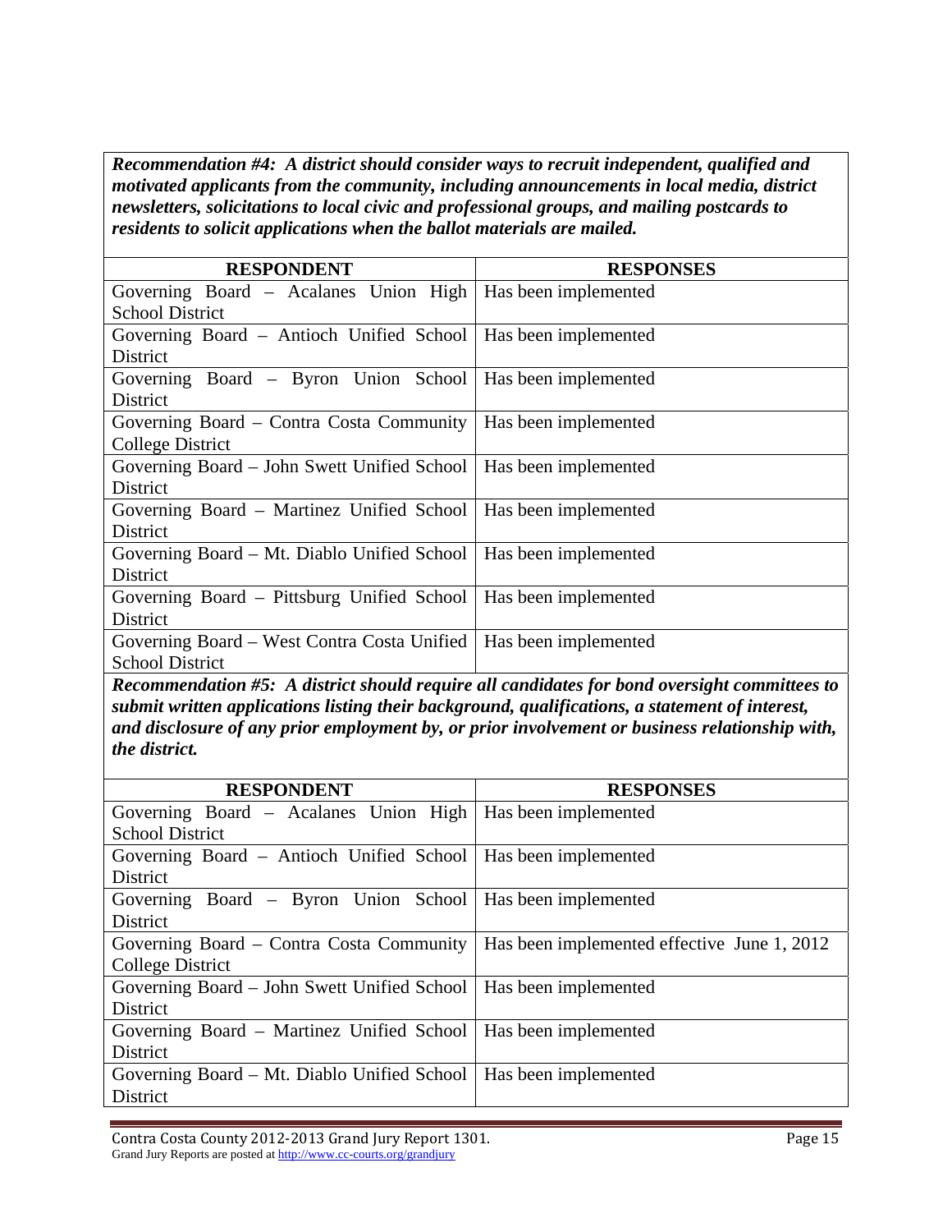***Recommendation #4: A district should consider ways to recruit independent, qualified and motivated applicants from the community, including announcements in local media, district newsletters, solicitations to local civic and professional groups, and mailing postcards to residents to solicit applications when the ballot materials are mailed.***

| RESPONDENT | RESPONSES |
|---|---|
| Governing Board – Acalanes Union High School District | Has been implemented |
| Governing Board – Antioch Unified School District | Has been implemented |
| Governing Board – Byron Union School District | Has been implemented |
| Governing Board – Contra Costa Community College District | Has been implemented |
| Governing Board – John Swett Unified School District | Has been implemented |
| Governing Board – Martinez Unified School District | Has been implemented |
| Governing Board – Mt. Diablo Unified School District | Has been implemented |
| Governing Board – Pittsburg Unified School District | Has been implemented |
| Governing Board – West Contra Costa Unified School District | Has been implemented |

***Recommendation #5: A district should require all candidates for bond oversight committees to submit written applications listing their background, qualifications, a statement of interest, and disclosure of any prior employment by, or prior involvement or business relationship with, the district.***

| RESPONDENT | RESPONSES |
|---|---|
| Governing Board – Acalanes Union High School District | Has been implemented |
| Governing Board – Antioch Unified School District | Has been implemented |
| Governing Board – Byron Union School District | Has been implemented |
| Governing Board – Contra Costa Community College District | Has been implemented effective June 1, 2012 |
| Governing Board – John Swett Unified School District | Has been implemented |
| Governing Board – Martinez Unified School District | Has been implemented |
| Governing Board – Mt. Diablo Unified School District | Has been implemented |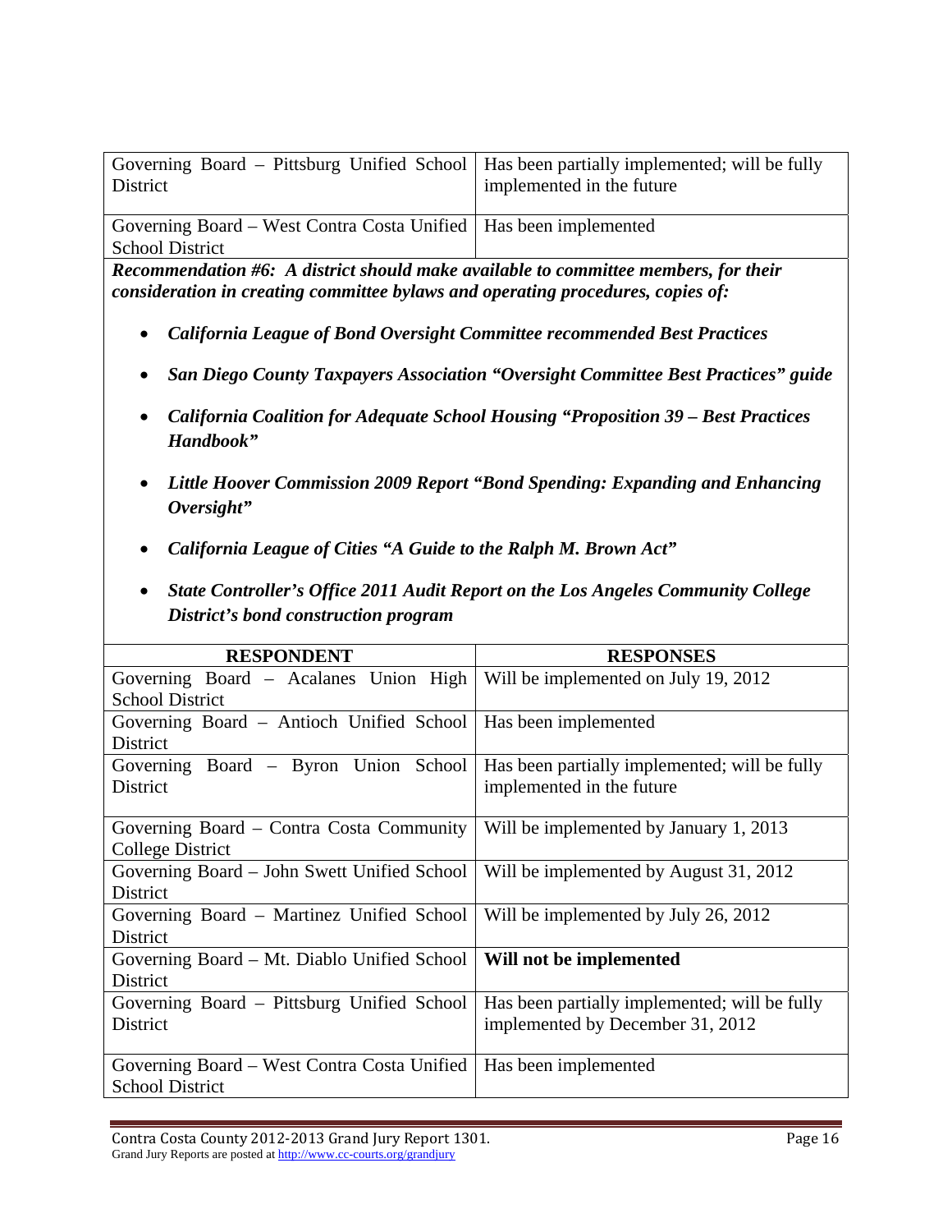| | |
|---|---|
| Governing Board – Pittsburg Unified School District | Has been partially implemented; will be fully implemented in the future |
| Governing Board – West Contra Costa Unified School District | Has been implemented |

***Recommendation #6: A district should make available to committee members, for their consideration in creating committee bylaws and operating procedures, copies of:***

- ***California League of Bond Oversight Committee recommended Best Practices***
- ***San Diego County Taxpayers Association "Oversight Committee Best Practices" guide***
- ***California Coalition for Adequate School Housing "Proposition 39 – Best Practices Handbook"***
- ***Little Hoover Commission 2009 Report "Bond Spending: Expanding and Enhancing Oversight"***
- ***California League of Cities "A Guide to the Ralph M. Brown Act"***
- ***State Controller's Office 2011 Audit Report on the Los Angeles Community College District's bond construction program***

| RESPONDENT | RESPONSES |
|---|---|
| Governing Board – Acalanes Union High School District | Will be implemented on July 19, 2012 |
| Governing Board – Antioch Unified School District | Has been implemented |
| Governing Board – Byron Union School District | Has been partially implemented; will be fully implemented in the future |
| Governing Board – Contra Costa Community College District | Will be implemented by January 1, 2013 |
| Governing Board – John Swett Unified School District | Will be implemented by August 31, 2012 |
| Governing Board – Martinez Unified School District | Will be implemented by July 26, 2012 |
| Governing Board – Mt. Diablo Unified School District | **Will not be implemented** |
| Governing Board – Pittsburg Unified School District | Has been partially implemented; will be fully implemented by December 31, 2012 |
| Governing Board – West Contra Costa Unified School District | Has been implemented |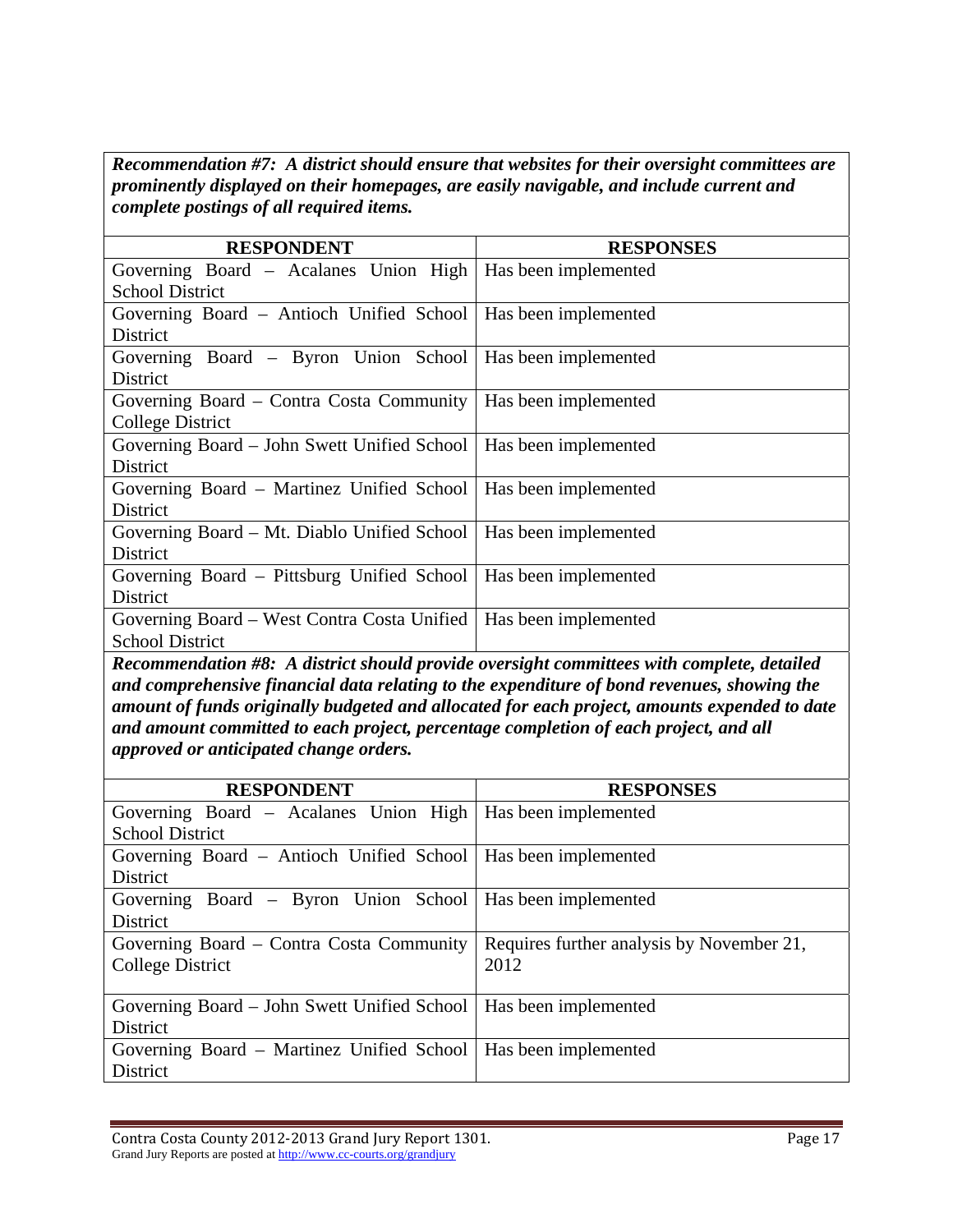***Recommendation #7: A district should ensure that websites for their oversight committees are prominently displayed on their homepages, are easily navigable, and include current and complete postings of all required items.***

| RESPONDENT | RESPONSES |
|---|---|
| Governing Board – Acalanes Union High School District | Has been implemented |
| Governing Board – Antioch Unified School District | Has been implemented |
| Governing Board – Byron Union School District | Has been implemented |
| Governing Board – Contra Costa Community College District | Has been implemented |
| Governing Board – John Swett Unified School District | Has been implemented |
| Governing Board – Martinez Unified School District | Has been implemented |
| Governing Board – Mt. Diablo Unified School District | Has been implemented |
| Governing Board – Pittsburg Unified School District | Has been implemented |
| Governing Board – West Contra Costa Unified School District | Has been implemented |

***Recommendation #8: A district should provide oversight committees with complete, detailed and comprehensive financial data relating to the expenditure of bond revenues, showing the amount of funds originally budgeted and allocated for each project, amounts expended to date and amount committed to each project, percentage completion of each project, and all approved or anticipated change orders.***

| RESPONDENT | RESPONSES |
|---|---|
| Governing Board – Acalanes Union High School District | Has been implemented |
| Governing Board – Antioch Unified School District | Has been implemented |
| Governing Board – Byron Union School District | Has been implemented |
| Governing Board – Contra Costa Community College District | Requires further analysis by November 21, 2012 |
| Governing Board – John Swett Unified School District | Has been implemented |
| Governing Board – Martinez Unified School District | Has been implemented |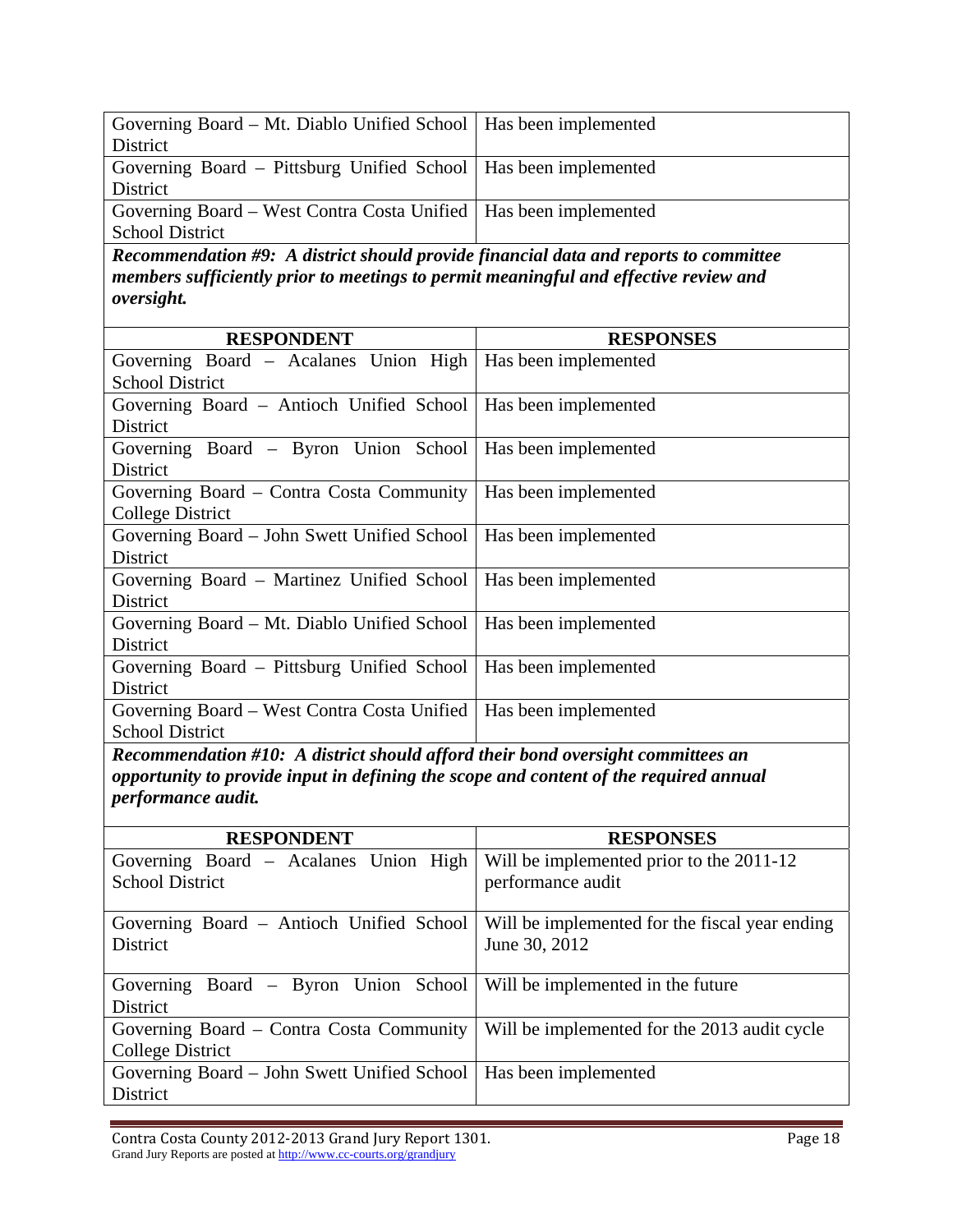| RESPONDENT | RESPONSES |
|---|---|
| Governing Board – Mt. Diablo Unified School District | Has been implemented |
| Governing Board – Pittsburg Unified School District | Has been implemented |
| Governing Board – West Contra Costa Unified School District | Has been implemented |

***Recommendation #9: A district should provide financial data and reports to committee members sufficiently prior to meetings to permit meaningful and effective review and oversight.***

| RESPONDENT | RESPONSES |
|---|---|
| Governing Board – Acalanes Union High School District | Has been implemented |
| Governing Board – Antioch Unified School District | Has been implemented |
| Governing Board – Byron Union School District | Has been implemented |
| Governing Board – Contra Costa Community College District | Has been implemented |
| Governing Board – John Swett Unified School District | Has been implemented |
| Governing Board – Martinez Unified School District | Has been implemented |
| Governing Board – Mt. Diablo Unified School District | Has been implemented |
| Governing Board – Pittsburg Unified School District | Has been implemented |
| Governing Board – West Contra Costa Unified School District | Has been implemented |

***Recommendation #10: A district should afford their bond oversight committees an opportunity to provide input in defining the scope and content of the required annual performance audit.***

| RESPONDENT | RESPONSES |
|---|---|
| Governing Board – Acalanes Union High School District | Will be implemented prior to the 2011-12 performance audit |
| Governing Board – Antioch Unified School District | Will be implemented for the fiscal year ending June 30, 2012 |
| Governing Board – Byron Union School District | Will be implemented in the future |
| Governing Board – Contra Costa Community College District | Will be implemented for the 2013 audit cycle |
| Governing Board – John Swett Unified School District | Has been implemented |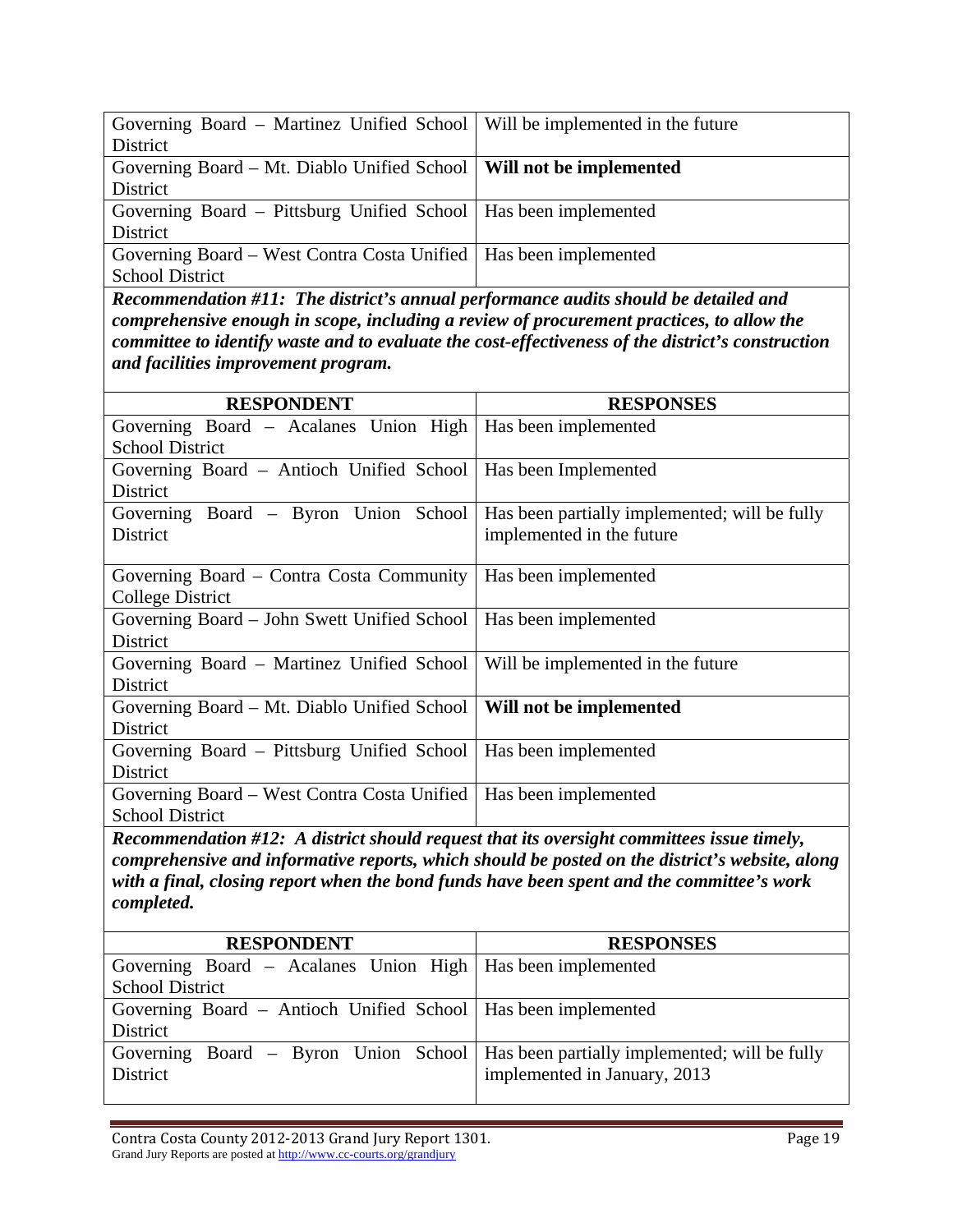| | |
|---|---|
| Governing Board – Martinez Unified School District | Will be implemented in the future |
| Governing Board – Mt. Diablo Unified School District | **Will not be implemented** |
| Governing Board – Pittsburg Unified School District | Has been implemented |
| Governing Board – West Contra Costa Unified School District | Has been implemented |

***Recommendation #11: The district's annual performance audits should be detailed and comprehensive enough in scope, including a review of procurement practices, to allow the committee to identify waste and to evaluate the cost-effectiveness of the district's construction and facilities improvement program.***

| RESPONDENT | RESPONSES |
|---|---|
| Governing Board – Acalanes Union High School District | Has been implemented |
| Governing Board – Antioch Unified School District | Has been Implemented |
| Governing Board – Byron Union School District | Has been partially implemented; will be fully implemented in the future |
| Governing Board – Contra Costa Community College District | Has been implemented |
| Governing Board – John Swett Unified School District | Has been implemented |
| Governing Board – Martinez Unified School District | Will be implemented in the future |
| Governing Board – Mt. Diablo Unified School District | **Will not be implemented** |
| Governing Board – Pittsburg Unified School District | Has been implemented |
| Governing Board – West Contra Costa Unified School District | Has been implemented |

***Recommendation #12: A district should request that its oversight committees issue timely, comprehensive and informative reports, which should be posted on the district's website, along with a final, closing report when the bond funds have been spent and the committee's work completed.***

| RESPONDENT | RESPONSES |
|---|---|
| Governing Board – Acalanes Union High School District | Has been implemented |
| Governing Board – Antioch Unified School District | Has been implemented |
| Governing Board – Byron Union School District | Has been partially implemented; will be fully implemented in January, 2013 |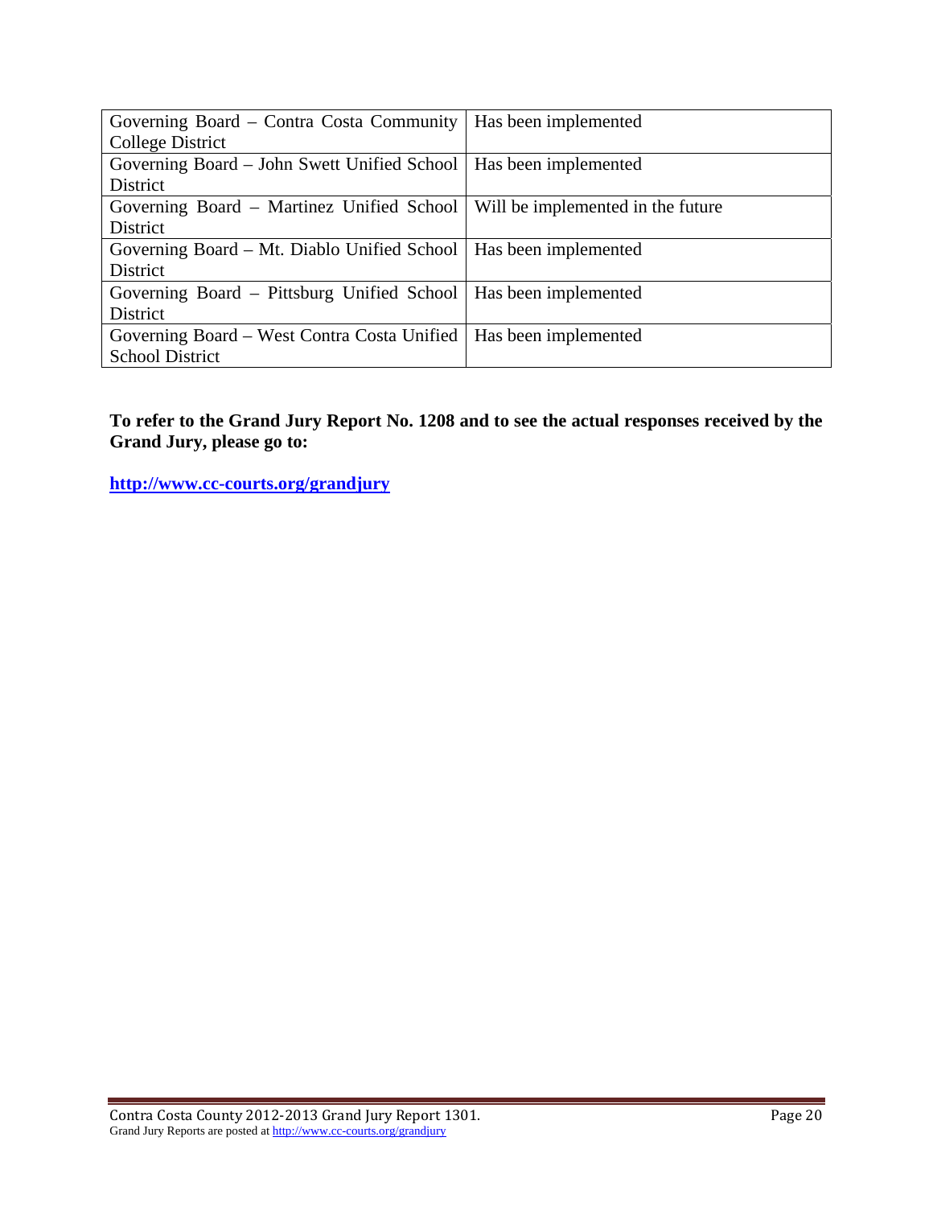| | |
|---|---|
| Governing Board – Contra Costa Community College District | Has been implemented |
| Governing Board – John Swett Unified School District | Has been implemented |
| Governing Board – Martinez Unified School District | Will be implemented in the future |
| Governing Board – Mt. Diablo Unified School District | Has been implemented |
| Governing Board – Pittsburg Unified School District | Has been implemented |
| Governing Board – West Contra Costa Unified School District | Has been implemented |

**To refer to the Grand Jury Report No. 1208 and to see the actual responses received by the Grand Jury, please go to:**

**http://www.cc-courts.org/grandjury**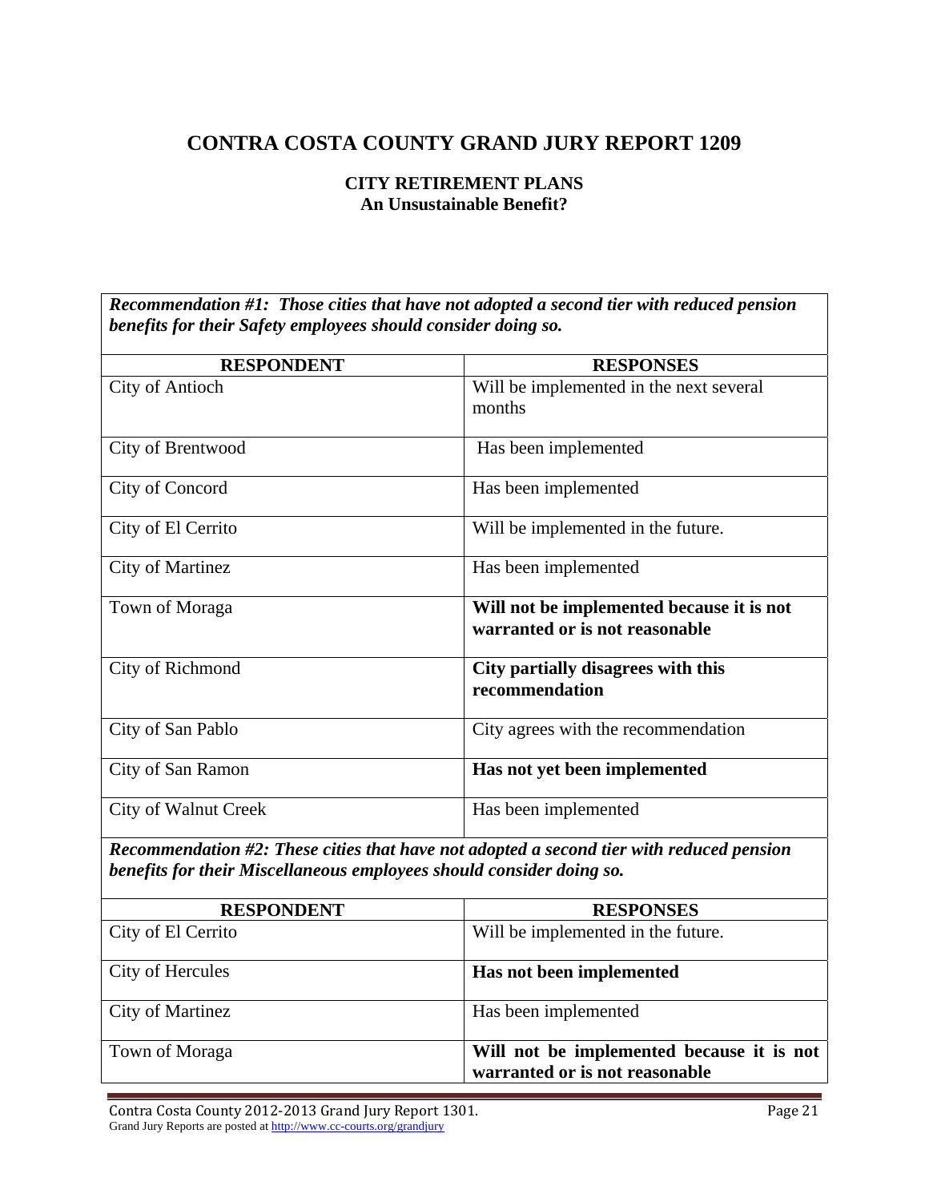# CONTRA COSTA COUNTY GRAND JURY REPORT 1209

**CITY RETIREMENT PLANS**
**An Unsustainable Benefit?**

***Recommendation #1: Those cities that have not adopted a second tier with reduced pension benefits for their Safety employees should consider doing so.***

| RESPONDENT | RESPONSES |
|---|---|
| City of Antioch | Will be implemented in the next several months |
| City of Brentwood | Has been implemented |
| City of Concord | Has been implemented |
| City of El Cerrito | Will be implemented in the future. |
| City of Martinez | Has been implemented |
| Town of Moraga | **Will not be implemented because it is not warranted or is not reasonable** |
| City of Richmond | **City partially disagrees with this recommendation** |
| City of San Pablo | City agrees with the recommendation |
| City of San Ramon | **Has not yet been implemented** |
| City of Walnut Creek | Has been implemented |

***Recommendation #2: These cities that have not adopted a second tier with reduced pension benefits for their Miscellaneous employees should consider doing so.***

| RESPONDENT | RESPONSES |
|---|---|
| City of El Cerrito | Will be implemented in the future. |
| City of Hercules | **Has not been implemented** |
| City of Martinez | Has been implemented |
| Town of Moraga | **Will not be implemented because it is not warranted or is not reasonable** |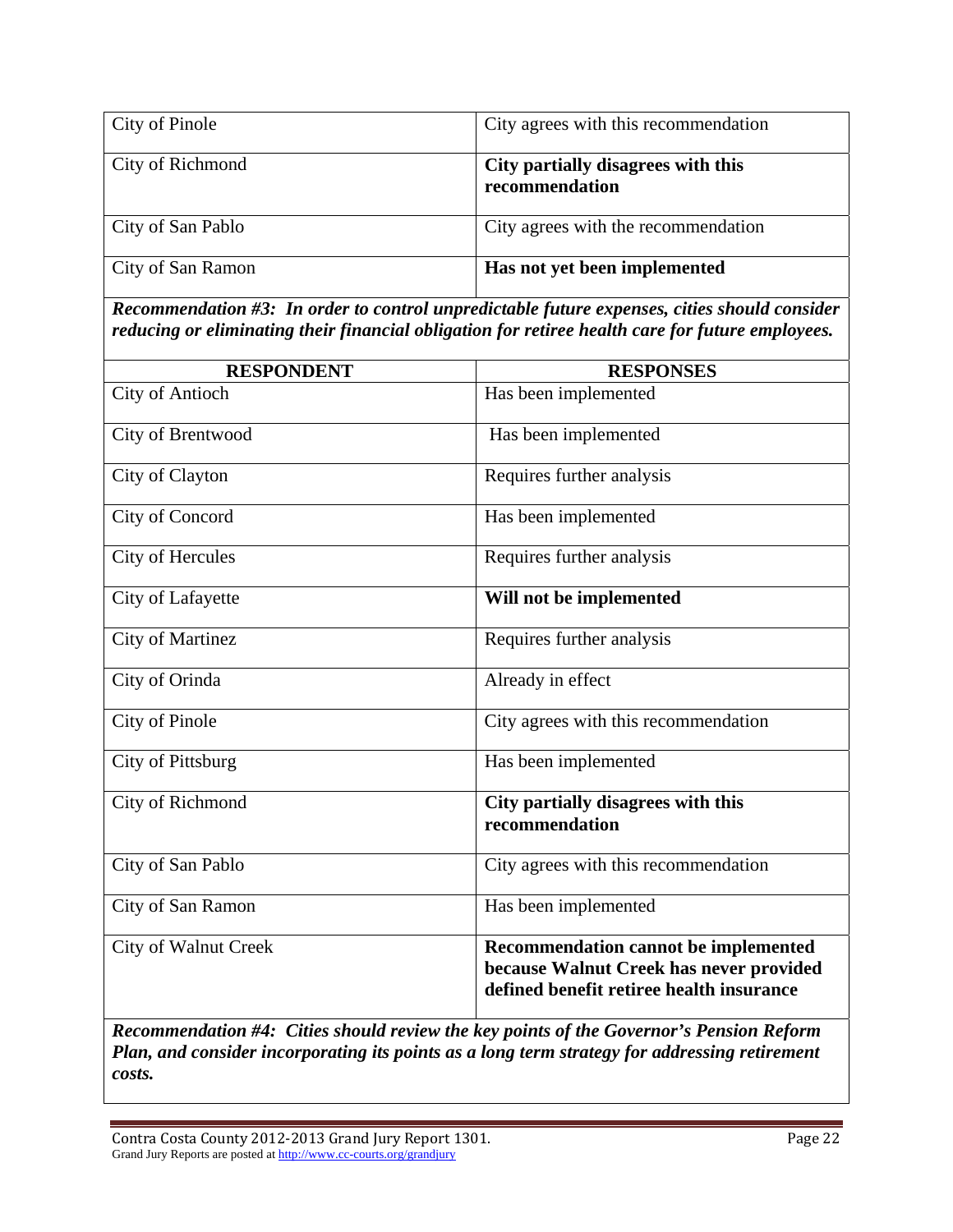| | |
|---|---|
| City of Pinole | City agrees with this recommendation |
| City of Richmond | **City partially disagrees with this recommendation** |
| City of San Pablo | City agrees with the recommendation |
| City of San Ramon | **Has not yet been implemented** |

***Recommendation #3: In order to control unpredictable future expenses, cities should consider reducing or eliminating their financial obligation for retiree health care for future employees.***

| RESPONDENT | RESPONSES |
|---|---|
| City of Antioch | Has been implemented |
| City of Brentwood | Has been implemented |
| City of Clayton | Requires further analysis |
| City of Concord | Has been implemented |
| City of Hercules | Requires further analysis |
| City of Lafayette | **Will not be implemented** |
| City of Martinez | Requires further analysis |
| City of Orinda | Already in effect |
| City of Pinole | City agrees with this recommendation |
| City of Pittsburg | Has been implemented |
| City of Richmond | **City partially disagrees with this recommendation** |
| City of San Pablo | City agrees with this recommendation |
| City of San Ramon | Has been implemented |
| City of Walnut Creek | **Recommendation cannot be implemented because Walnut Creek has never provided defined benefit retiree health insurance** |

***Recommendation #4: Cities should review the key points of the Governor's Pension Reform Plan, and consider incorporating its points as a long term strategy for addressing retirement costs.***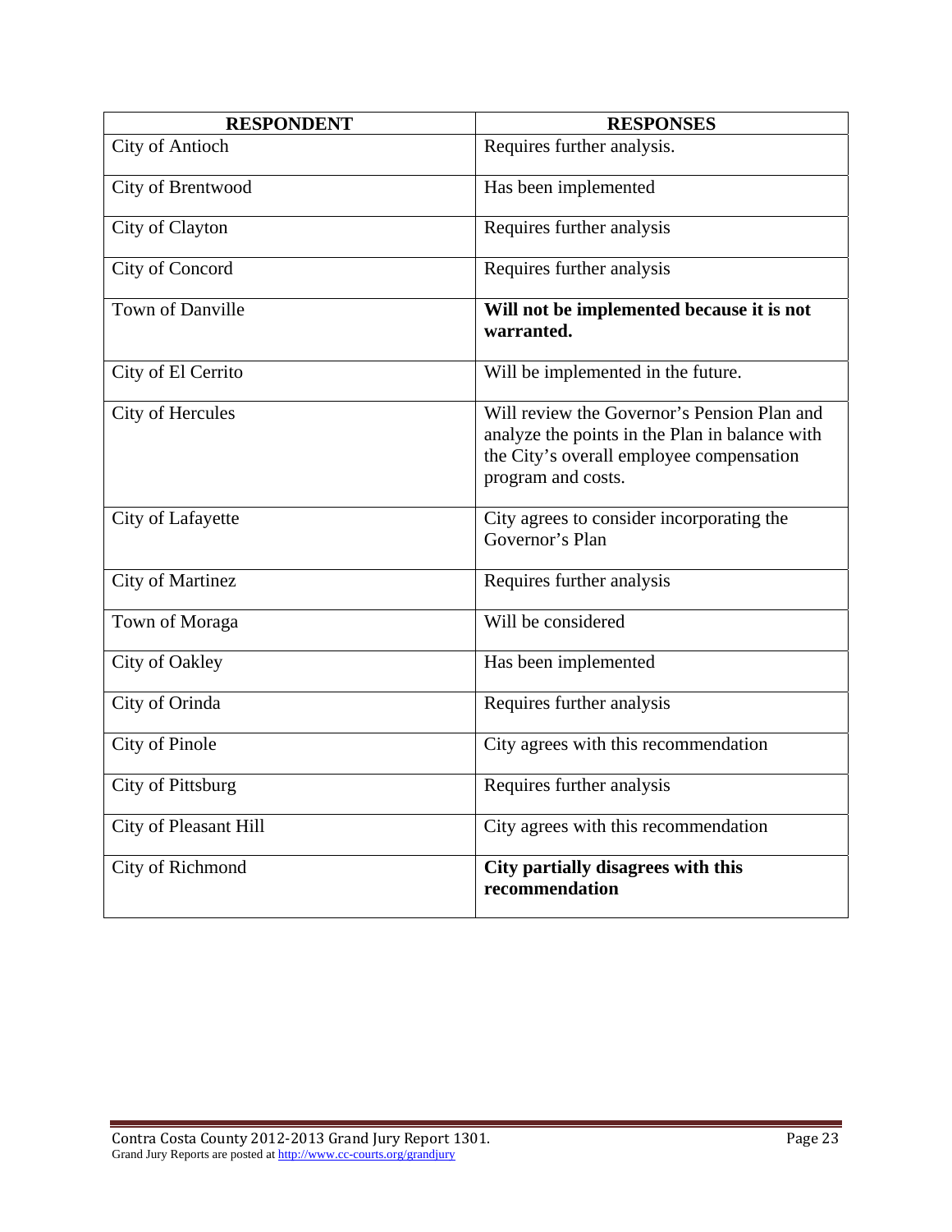| RESPONDENT | RESPONSES |
|---|---|
| City of Antioch | Requires further analysis. |
| City of Brentwood | Has been implemented |
| City of Clayton | Requires further analysis |
| City of Concord | Requires further analysis |
| Town of Danville | **Will not be implemented because it is not warranted.** |
| City of El Cerrito | Will be implemented in the future. |
| City of Hercules | Will review the Governor's Pension Plan and analyze the points in the Plan in balance with the City's overall employee compensation program and costs. |
| City of Lafayette | City agrees to consider incorporating the Governor's Plan |
| City of Martinez | Requires further analysis |
| Town of Moraga | Will be considered |
| City of Oakley | Has been implemented |
| City of Orinda | Requires further analysis |
| City of Pinole | City agrees with this recommendation |
| City of Pittsburg | Requires further analysis |
| City of Pleasant Hill | City agrees with this recommendation |
| City of Richmond | **City partially disagrees with this recommendation** |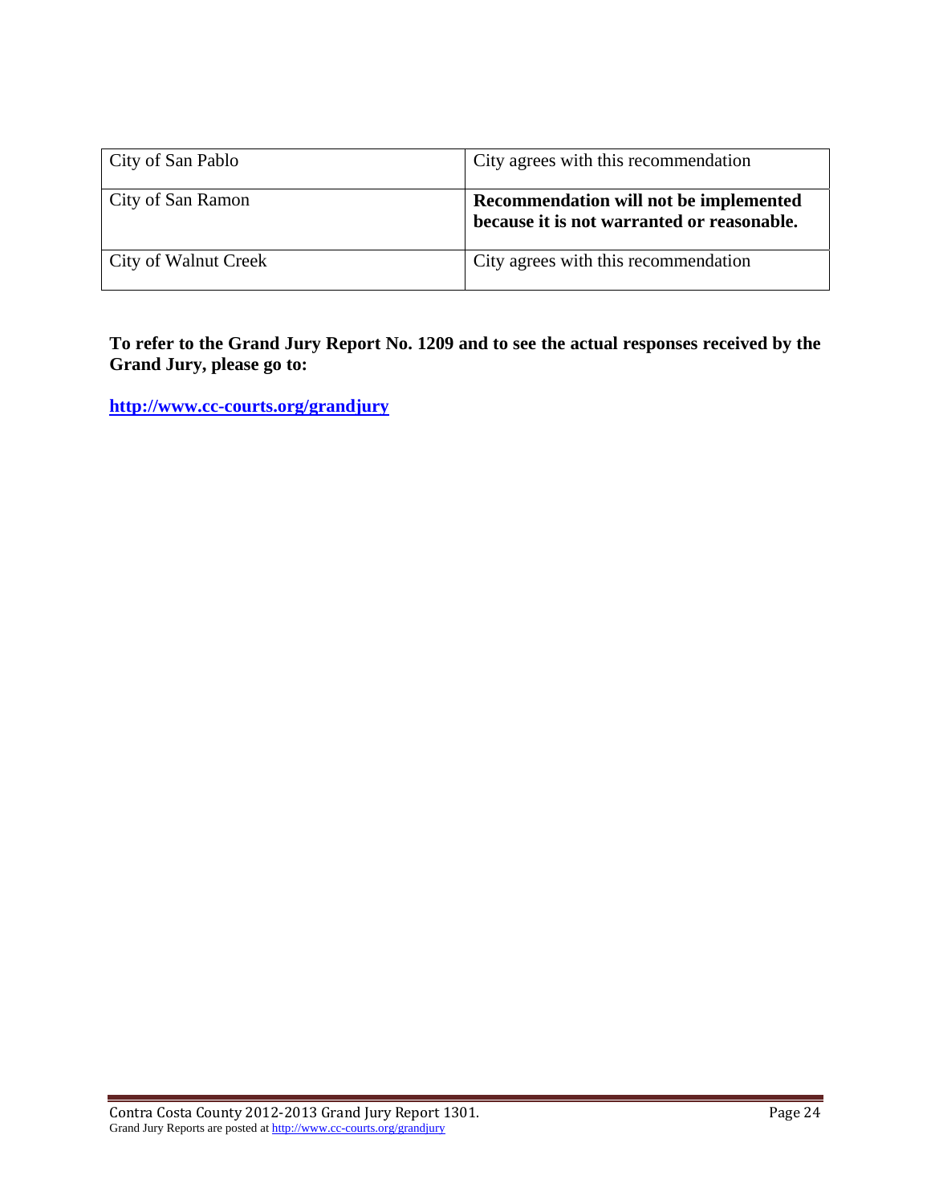| City of San Pablo | City agrees with this recommendation |
|---|---|
| City of San Ramon | **Recommendation will not be implemented because it is not warranted or reasonable.** |
| City of Walnut Creek | City agrees with this recommendation |

**To refer to the Grand Jury Report No. 1209 and to see the actual responses received by the Grand Jury, please go to:**

**http://www.cc-courts.org/grandjury**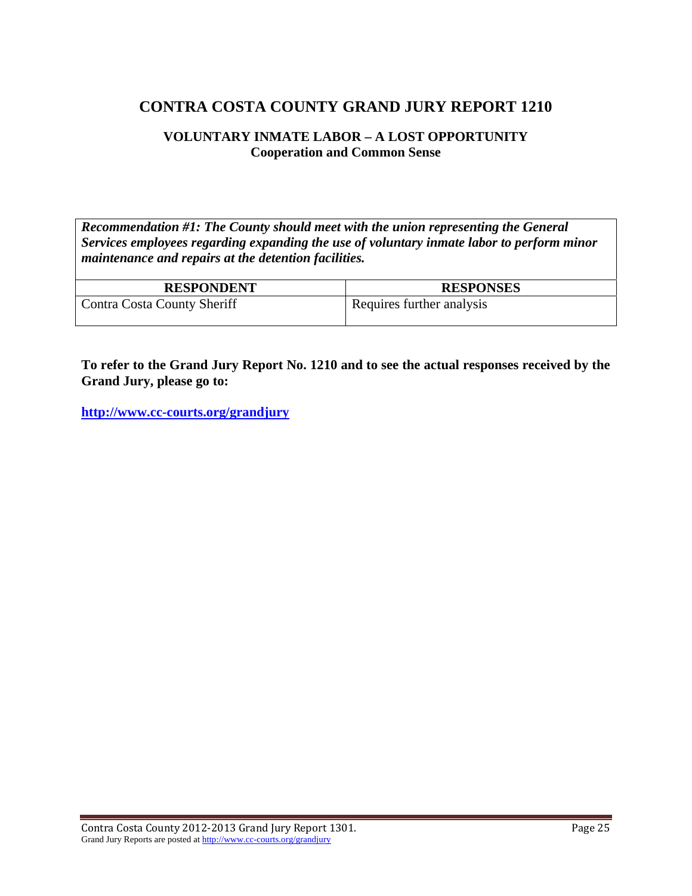# CONTRA COSTA COUNTY GRAND JURY REPORT 1210

### VOLUNTARY INMATE LABOR – A LOST OPPORTUNITY
### Cooperation and Common Sense

***Recommendation #1: The County should meet with the union representing the General Services employees regarding expanding the use of voluntary inmate labor to perform minor maintenance and repairs at the detention facilities.***

| RESPONDENT | RESPONSES |
|---|---|
| Contra Costa County Sheriff | Requires further analysis |

**To refer to the Grand Jury Report No. 1210 and to see the actual responses received by the Grand Jury, please go to:**

**http://www.cc-courts.org/grandjury**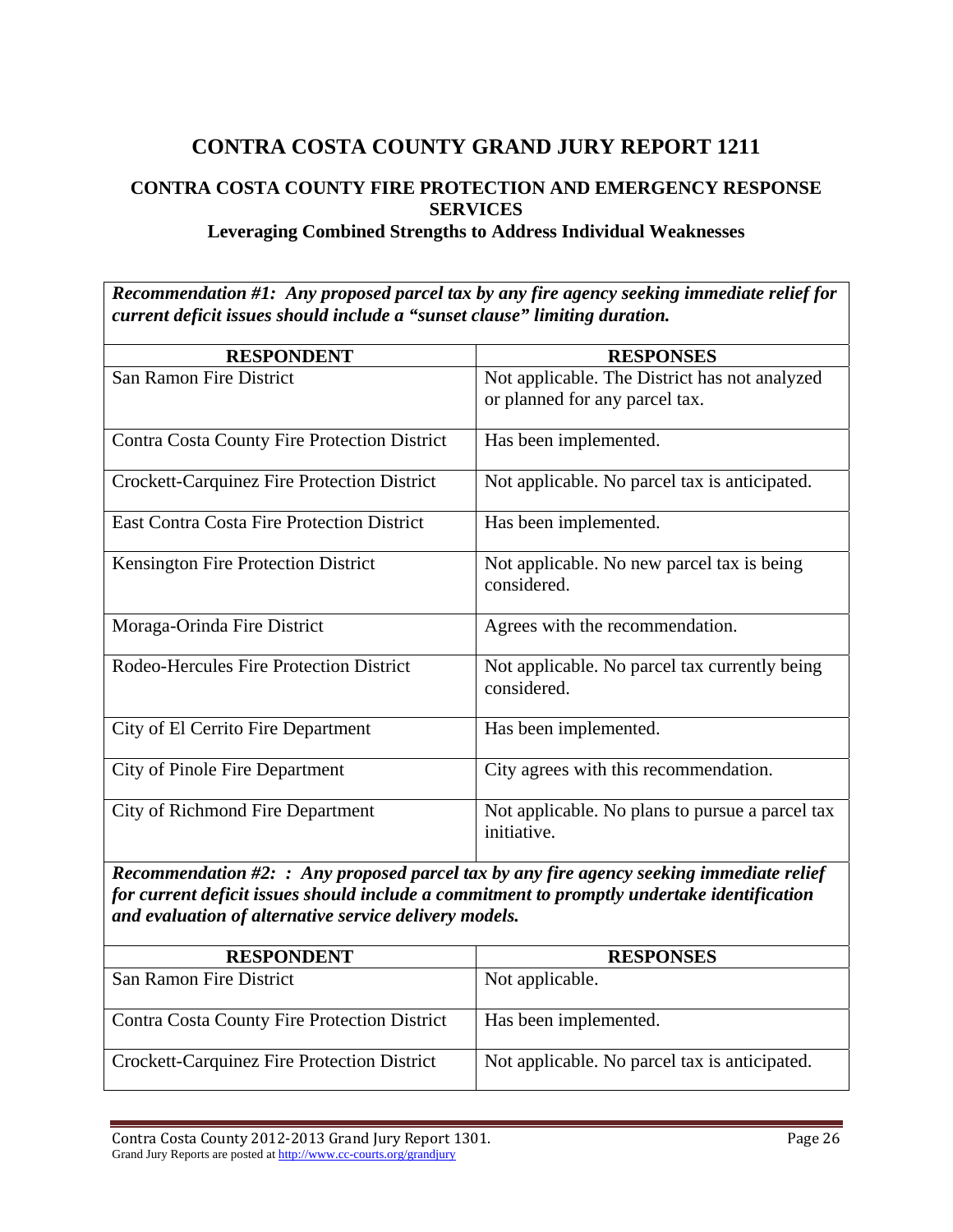# CONTRA COSTA COUNTY GRAND JURY REPORT 1211

## CONTRA COSTA COUNTY FIRE PROTECTION AND EMERGENCY RESPONSE SERVICES

### Leveraging Combined Strengths to Address Individual Weaknesses

***Recommendation #1: Any proposed parcel tax by any fire agency seeking immediate relief for current deficit issues should include a "sunset clause" limiting duration.***

| RESPONDENT | RESPONSES |
|---|---|
| San Ramon Fire District | Not applicable. The District has not analyzed or planned for any parcel tax. |
| Contra Costa County Fire Protection District | Has been implemented. |
| Crockett-Carquinez Fire Protection District | Not applicable. No parcel tax is anticipated. |
| East Contra Costa Fire Protection District | Has been implemented. |
| Kensington Fire Protection District | Not applicable. No new parcel tax is being considered. |
| Moraga-Orinda Fire District | Agrees with the recommendation. |
| Rodeo-Hercules Fire Protection District | Not applicable. No parcel tax currently being considered. |
| City of El Cerrito Fire Department | Has been implemented. |
| City of Pinole Fire Department | City agrees with this recommendation. |
| City of Richmond Fire Department | Not applicable. No plans to pursue a parcel tax initiative. |

***Recommendation #2: : Any proposed parcel tax by any fire agency seeking immediate relief for current deficit issues should include a commitment to promptly undertake identification and evaluation of alternative service delivery models.***

| RESPONDENT | RESPONSES |
|---|---|
| San Ramon Fire District | Not applicable. |
| Contra Costa County Fire Protection District | Has been implemented. |
| Crockett-Carquinez Fire Protection District | Not applicable. No parcel tax is anticipated. |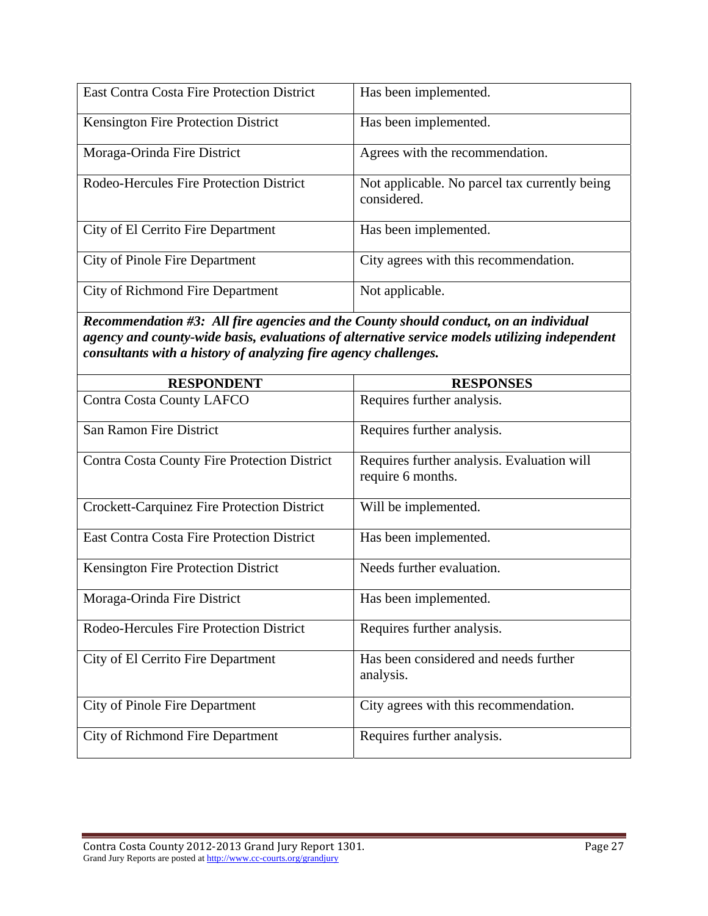| | |
|---|---|
| East Contra Costa Fire Protection District | Has been implemented. |
| Kensington Fire Protection District | Has been implemented. |
| Moraga-Orinda Fire District | Agrees with the recommendation. |
| Rodeo-Hercules Fire Protection District | Not applicable. No parcel tax currently being considered. |
| City of El Cerrito Fire Department | Has been implemented. |
| City of Pinole Fire Department | City agrees with this recommendation. |
| City of Richmond Fire Department | Not applicable. |

***Recommendation #3: All fire agencies and the County should conduct, on an individual agency and county-wide basis, evaluations of alternative service models utilizing independent consultants with a history of analyzing fire agency challenges.***

| RESPONDENT | RESPONSES |
|---|---|
| Contra Costa County LAFCO | Requires further analysis. |
| San Ramon Fire District | Requires further analysis. |
| Contra Costa County Fire Protection District | Requires further analysis. Evaluation will require 6 months. |
| Crockett-Carquinez Fire Protection District | Will be implemented. |
| East Contra Costa Fire Protection District | Has been implemented. |
| Kensington Fire Protection District | Needs further evaluation. |
| Moraga-Orinda Fire District | Has been implemented. |
| Rodeo-Hercules Fire Protection District | Requires further analysis. |
| City of El Cerrito Fire Department | Has been considered and needs further analysis. |
| City of Pinole Fire Department | City agrees with this recommendation. |
| City of Richmond Fire Department | Requires further analysis. |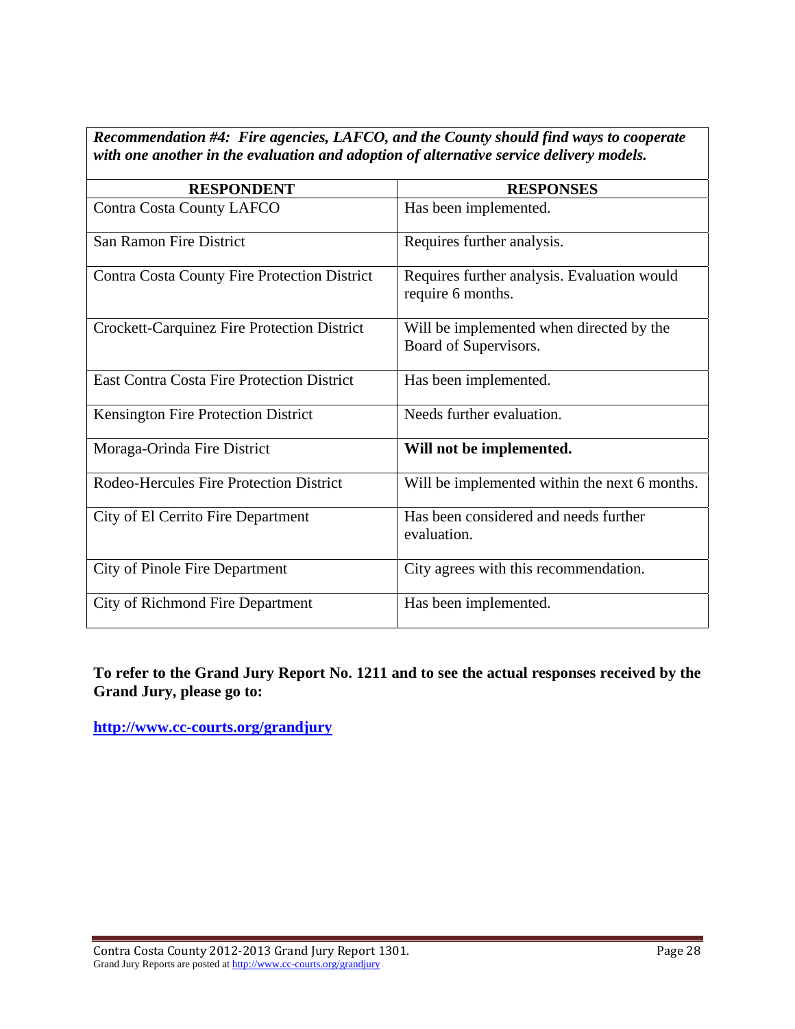***Recommendation #4: Fire agencies, LAFCO, and the County should find ways to cooperate with one another in the evaluation and adoption of alternative service delivery models.***

| RESPONDENT | RESPONSES |
|---|---|
| Contra Costa County LAFCO | Has been implemented. |
| San Ramon Fire District | Requires further analysis. |
| Contra Costa County Fire Protection District | Requires further analysis. Evaluation would require 6 months. |
| Crockett-Carquinez Fire Protection District | Will be implemented when directed by the Board of Supervisors. |
| East Contra Costa Fire Protection District | Has been implemented. |
| Kensington Fire Protection District | Needs further evaluation. |
| Moraga-Orinda Fire District | **Will not be implemented.** |
| Rodeo-Hercules Fire Protection District | Will be implemented within the next 6 months. |
| City of El Cerrito Fire Department | Has been considered and needs further evaluation. |
| City of Pinole Fire Department | City agrees with this recommendation. |
| City of Richmond Fire Department | Has been implemented. |

**To refer to the Grand Jury Report No. 1211 and to see the actual responses received by the Grand Jury, please go to:**

**http://www.cc-courts.org/grandjury**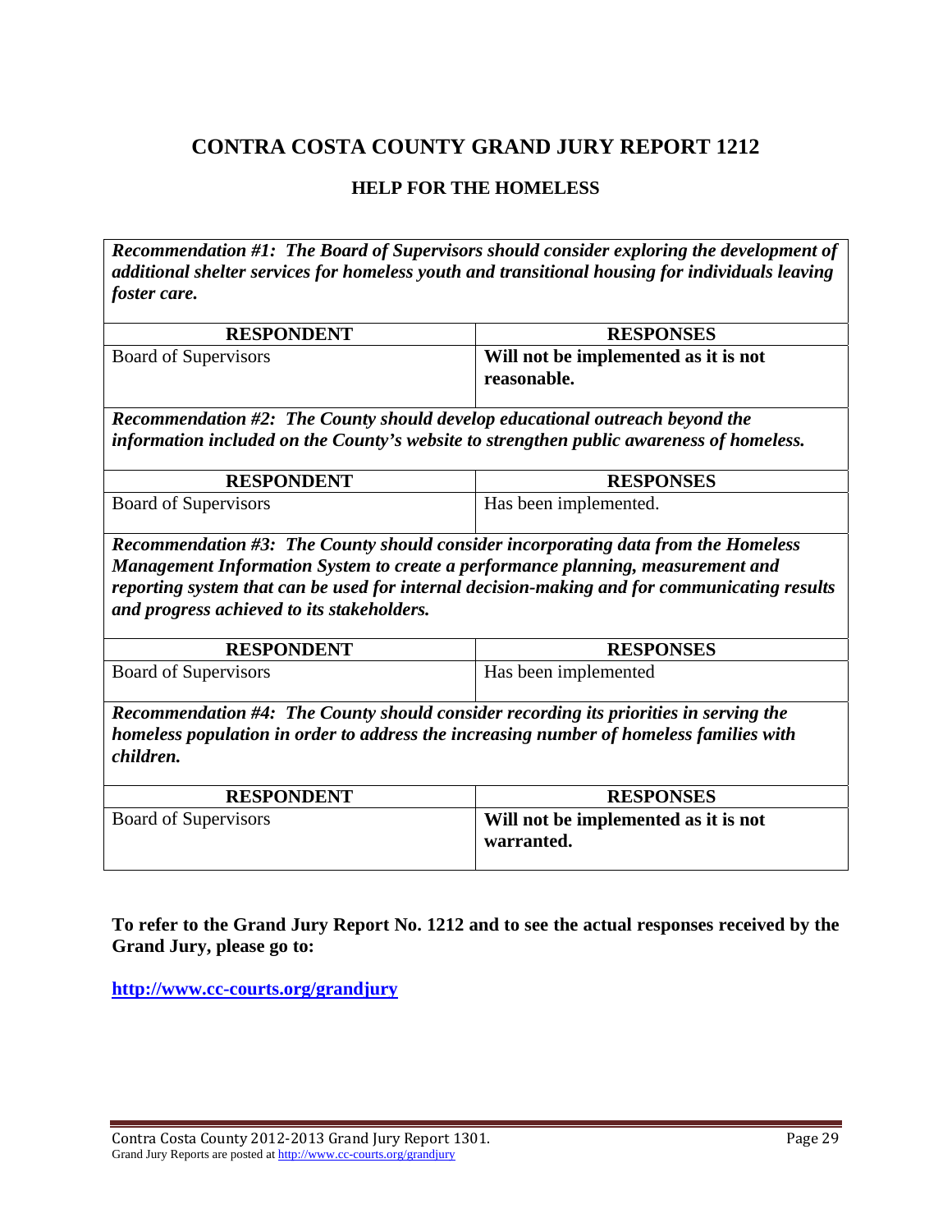# CONTRA COSTA COUNTY GRAND JURY REPORT 1212

## HELP FOR THE HOMELESS

***Recommendation #1: The Board of Supervisors should consider exploring the development of additional shelter services for homeless youth and transitional housing for individuals leaving foster care.***

| RESPONDENT | RESPONSES |
|---|---|
| Board of Supervisors | **Will not be implemented as it is not reasonable.** |

***Recommendation #2: The County should develop educational outreach beyond the information included on the County's website to strengthen public awareness of homeless.***

| RESPONDENT | RESPONSES |
|---|---|
| Board of Supervisors | Has been implemented. |

***Recommendation #3: The County should consider incorporating data from the Homeless Management Information System to create a performance planning, measurement and reporting system that can be used for internal decision-making and for communicating results and progress achieved to its stakeholders.***

| RESPONDENT | RESPONSES |
|---|---|
| Board of Supervisors | Has been implemented |

***Recommendation #4: The County should consider recording its priorities in serving the homeless population in order to address the increasing number of homeless families with children.***

| RESPONDENT | RESPONSES |
|---|---|
| Board of Supervisors | **Will not be implemented as it is not warranted.** |

**To refer to the Grand Jury Report No. 1212 and to see the actual responses received by the Grand Jury, please go to:**

**http://www.cc-courts.org/grandjury**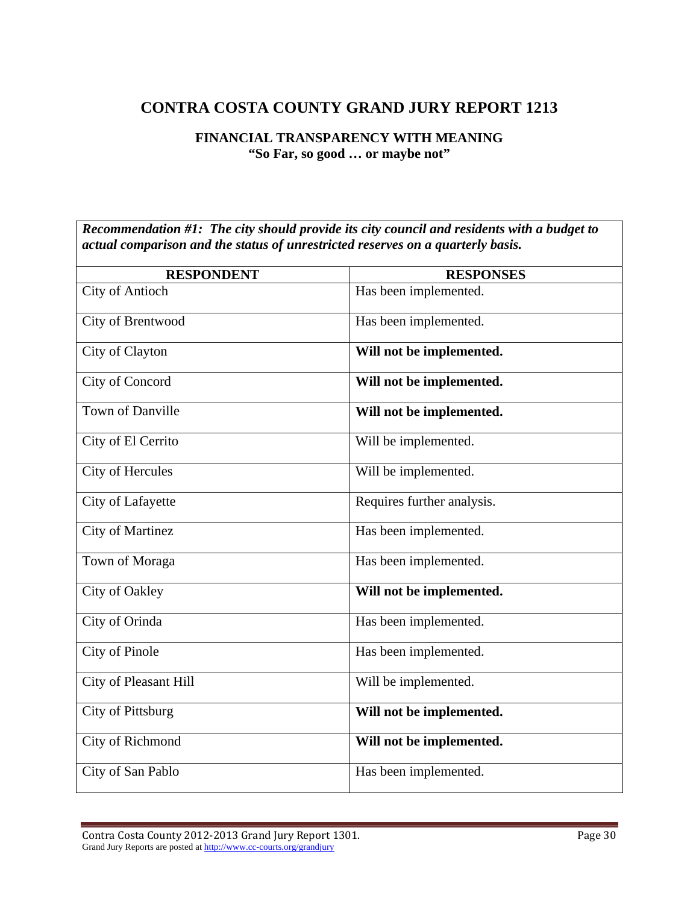# CONTRA COSTA COUNTY GRAND JURY REPORT 1213

### FINANCIAL TRANSPARENCY WITH MEANING
### "So Far, so good … or maybe not"

***Recommendation #1: The city should provide its city council and residents with a budget to actual comparison and the status of unrestricted reserves on a quarterly basis.***

| RESPONDENT | RESPONSES |
|---|---|
| City of Antioch | Has been implemented. |
| City of Brentwood | Has been implemented. |
| City of Clayton | **Will not be implemented.** |
| City of Concord | **Will not be implemented.** |
| Town of Danville | **Will not be implemented.** |
| City of El Cerrito | Will be implemented. |
| City of Hercules | Will be implemented. |
| City of Lafayette | Requires further analysis. |
| City of Martinez | Has been implemented. |
| Town of Moraga | Has been implemented. |
| City of Oakley | **Will not be implemented.** |
| City of Orinda | Has been implemented. |
| City of Pinole | Has been implemented. |
| City of Pleasant Hill | Will be implemented. |
| City of Pittsburg | **Will not be implemented.** |
| City of Richmond | **Will not be implemented.** |
| City of San Pablo | Has been implemented. |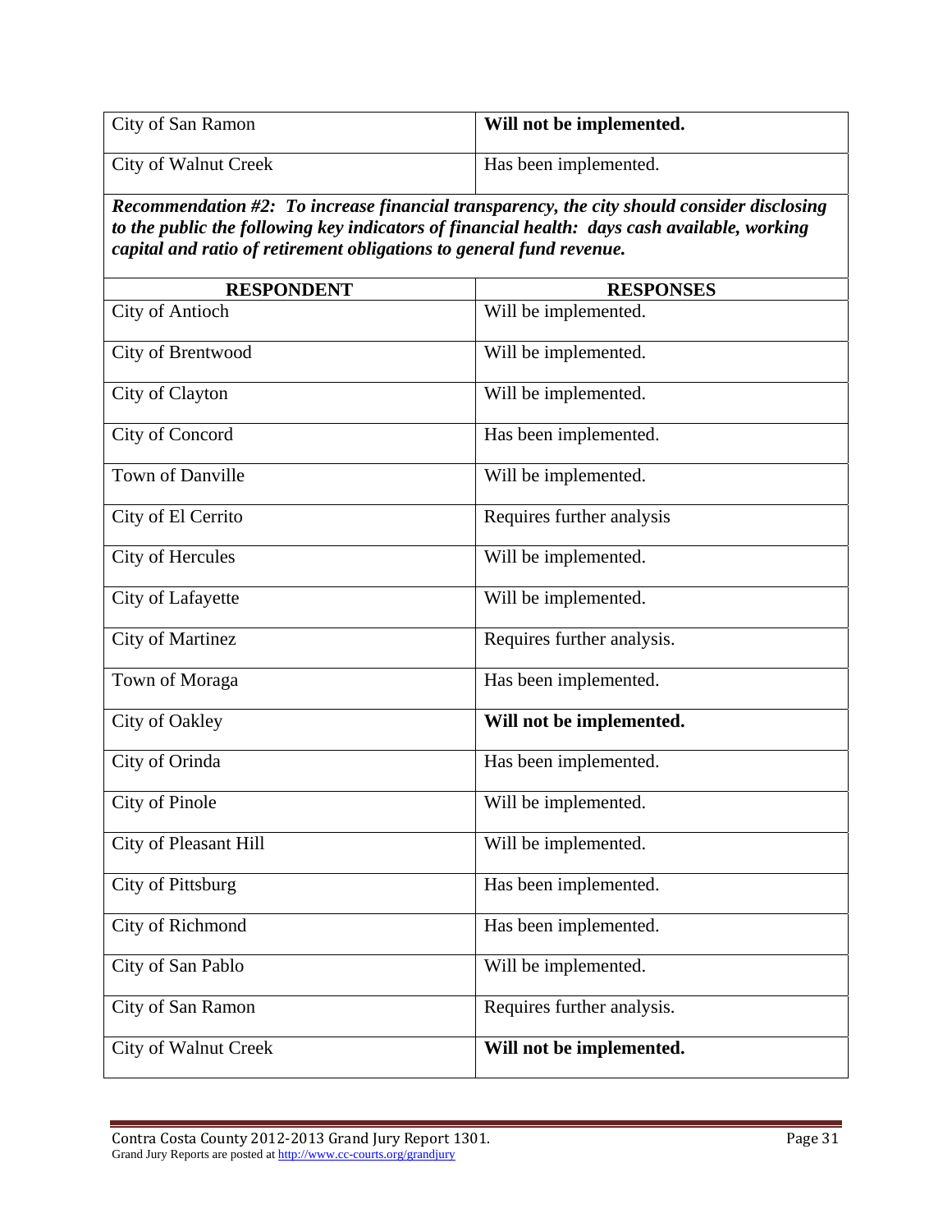| | |
|---|---|
| City of San Ramon | **Will not be implemented.** |
| City of Walnut Creek | Has been implemented. |

***Recommendation #2: To increase financial transparency, the city should consider disclosing to the public the following key indicators of financial health: days cash available, working capital and ratio of retirement obligations to general fund revenue.***

| RESPONDENT | RESPONSES |
|---|---|
| City of Antioch | Will be implemented. |
| City of Brentwood | Will be implemented. |
| City of Clayton | Will be implemented. |
| City of Concord | Has been implemented. |
| Town of Danville | Will be implemented. |
| City of El Cerrito | Requires further analysis |
| City of Hercules | Will be implemented. |
| City of Lafayette | Will be implemented. |
| City of Martinez | Requires further analysis. |
| Town of Moraga | Has been implemented. |
| City of Oakley | **Will not be implemented.** |
| City of Orinda | Has been implemented. |
| City of Pinole | Will be implemented. |
| City of Pleasant Hill | Will be implemented. |
| City of Pittsburg | Has been implemented. |
| City of Richmond | Has been implemented. |
| City of San Pablo | Will be implemented. |
| City of San Ramon | Requires further analysis. |
| City of Walnut Creek | **Will not be implemented.** |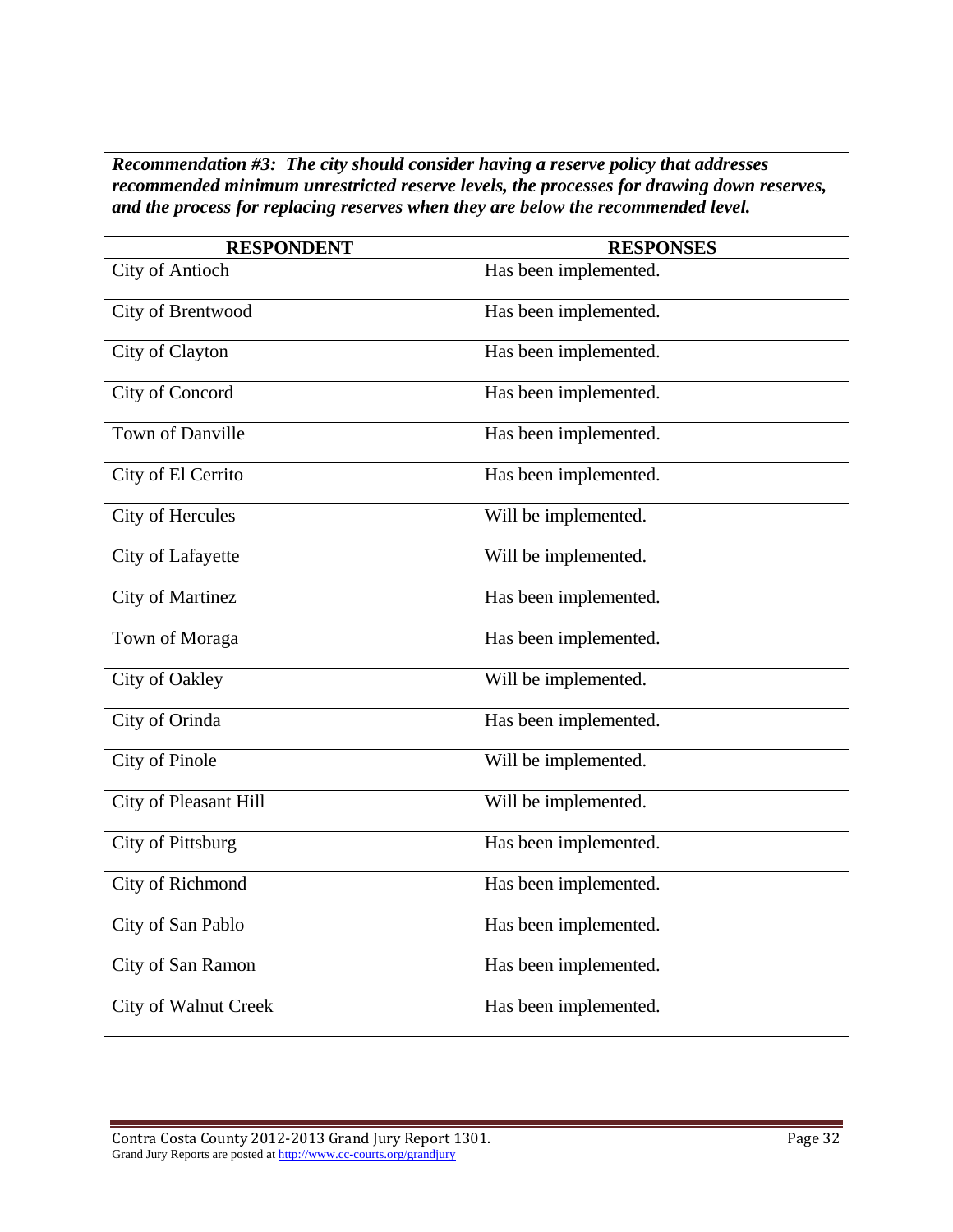***Recommendation #3: The city should consider having a reserve policy that addresses recommended minimum unrestricted reserve levels, the processes for drawing down reserves, and the process for replacing reserves when they are below the recommended level.***

| RESPONDENT | RESPONSES |
|---|---|
| City of Antioch | Has been implemented. |
| City of Brentwood | Has been implemented. |
| City of Clayton | Has been implemented. |
| City of Concord | Has been implemented. |
| Town of Danville | Has been implemented. |
| City of El Cerrito | Has been implemented. |
| City of Hercules | Will be implemented. |
| City of Lafayette | Will be implemented. |
| City of Martinez | Has been implemented. |
| Town of Moraga | Has been implemented. |
| City of Oakley | Will be implemented. |
| City of Orinda | Has been implemented. |
| City of Pinole | Will be implemented. |
| City of Pleasant Hill | Will be implemented. |
| City of Pittsburg | Has been implemented. |
| City of Richmond | Has been implemented. |
| City of San Pablo | Has been implemented. |
| City of San Ramon | Has been implemented. |
| City of Walnut Creek | Has been implemented. |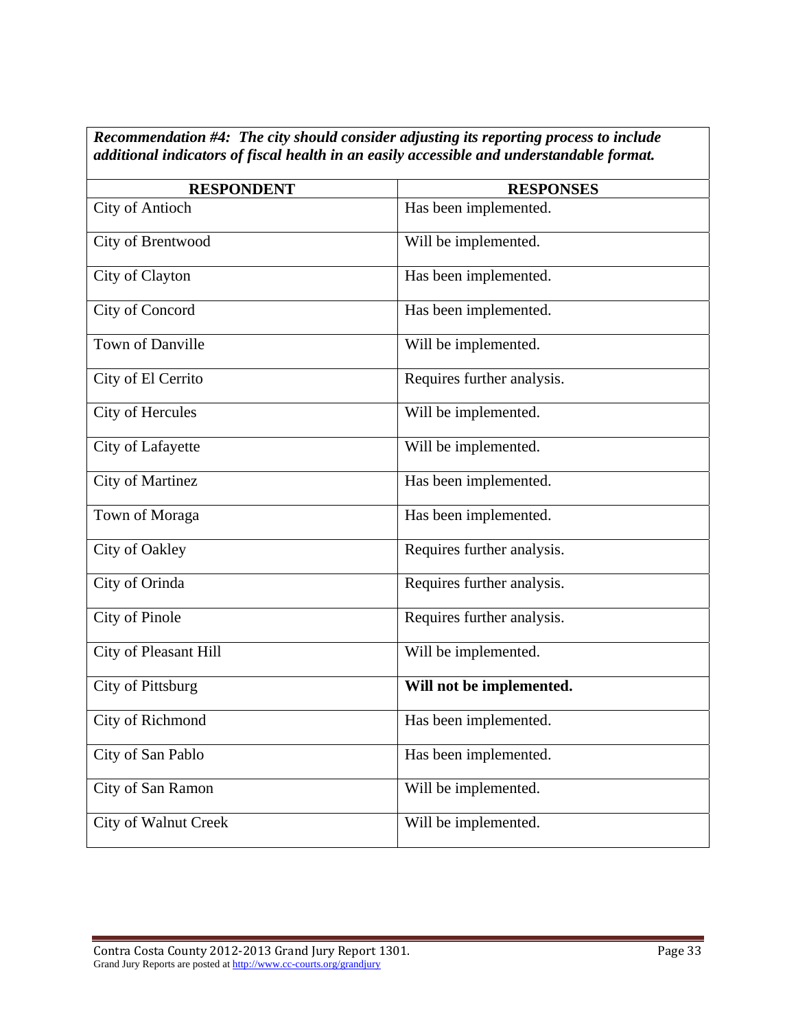***Recommendation #4: The city should consider adjusting its reporting process to include additional indicators of fiscal health in an easily accessible and understandable format.***

| RESPONDENT | RESPONSES |
|---|---|
| City of Antioch | Has been implemented. |
| City of Brentwood | Will be implemented. |
| City of Clayton | Has been implemented. |
| City of Concord | Has been implemented. |
| Town of Danville | Will be implemented. |
| City of El Cerrito | Requires further analysis. |
| City of Hercules | Will be implemented. |
| City of Lafayette | Will be implemented. |
| City of Martinez | Has been implemented. |
| Town of Moraga | Has been implemented. |
| City of Oakley | Requires further analysis. |
| City of Orinda | Requires further analysis. |
| City of Pinole | Requires further analysis. |
| City of Pleasant Hill | Will be implemented. |
| City of Pittsburg | **Will not be implemented.** |
| City of Richmond | Has been implemented. |
| City of San Pablo | Has been implemented. |
| City of San Ramon | Will be implemented. |
| City of Walnut Creek | Will be implemented. |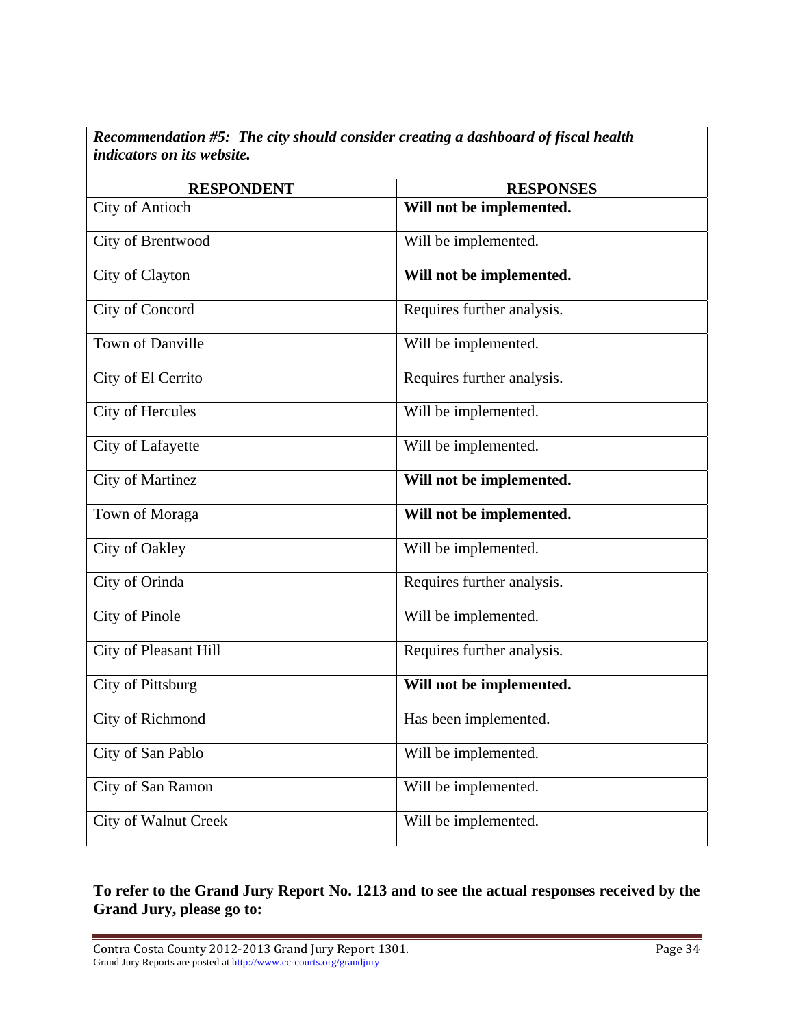***Recommendation #5: The city should consider creating a dashboard of fiscal health indicators on its website.***

| RESPONDENT | RESPONSES |
| --- | --- |
| City of Antioch | **Will not be implemented.** |
| City of Brentwood | Will be implemented. |
| City of Clayton | **Will not be implemented.** |
| City of Concord | Requires further analysis. |
| Town of Danville | Will be implemented. |
| City of El Cerrito | Requires further analysis. |
| City of Hercules | Will be implemented. |
| City of Lafayette | Will be implemented. |
| City of Martinez | **Will not be implemented.** |
| Town of Moraga | **Will not be implemented.** |
| City of Oakley | Will be implemented. |
| City of Orinda | Requires further analysis. |
| City of Pinole | Will be implemented. |
| City of Pleasant Hill | Requires further analysis. |
| City of Pittsburg | **Will not be implemented.** |
| City of Richmond | Has been implemented. |
| City of San Pablo | Will be implemented. |
| City of San Ramon | Will be implemented. |
| City of Walnut Creek | Will be implemented. |

**To refer to the Grand Jury Report No. 1213 and to see the actual responses received by the Grand Jury, please go to:**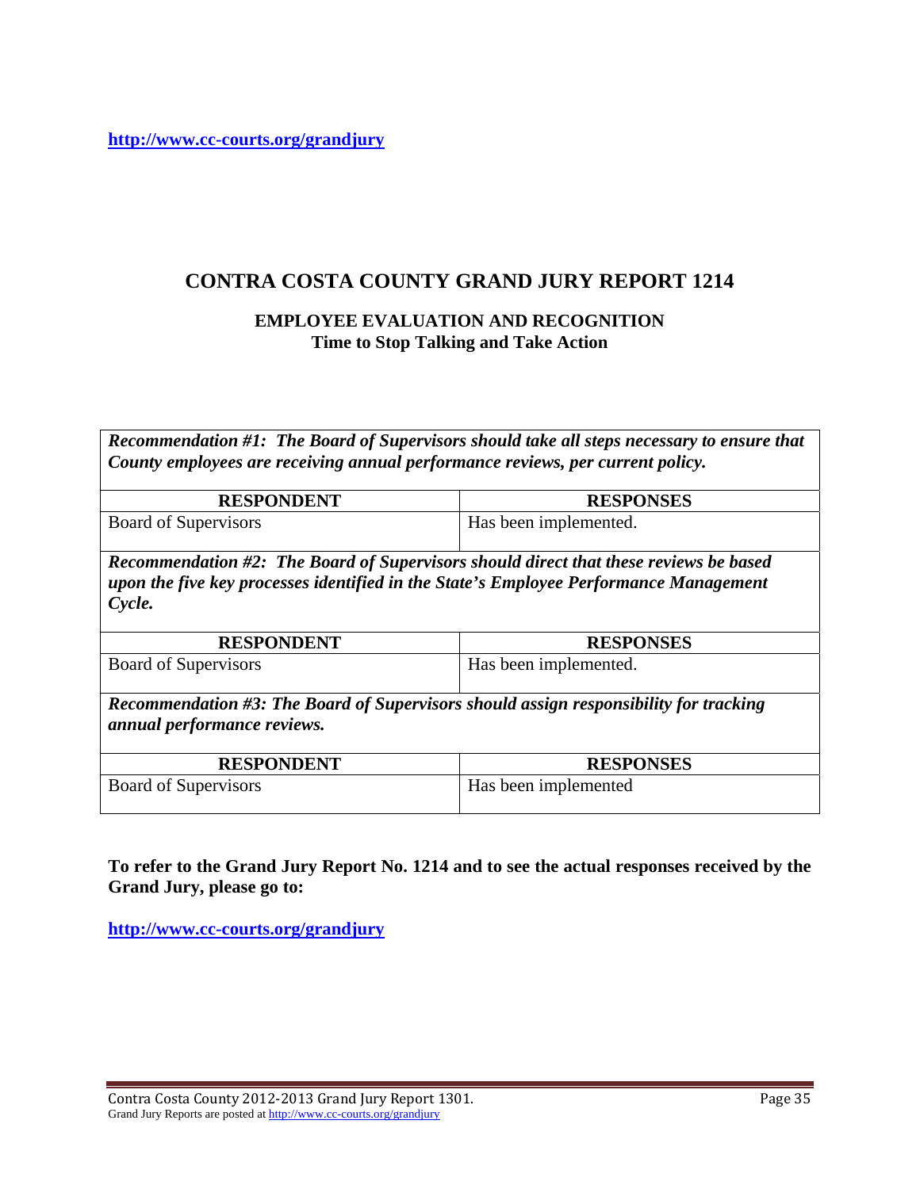**http://www.cc-courts.org/grandjury**

# CONTRA COSTA COUNTY GRAND JURY REPORT 1214

## EMPLOYEE EVALUATION AND RECOGNITION
### Time to Stop Talking and Take Action

***Recommendation #1: The Board of Supervisors should take all steps necessary to ensure that County employees are receiving annual performance reviews, per current policy.***

| RESPONDENT | RESPONSES |
| --- | --- |
| Board of Supervisors | Has been implemented. |

***Recommendation #2: The Board of Supervisors should direct that these reviews be based upon the five key processes identified in the State's Employee Performance Management Cycle.***

| RESPONDENT | RESPONSES |
| --- | --- |
| Board of Supervisors | Has been implemented. |

***Recommendation #3: The Board of Supervisors should assign responsibility for tracking annual performance reviews.***

| RESPONDENT | RESPONSES |
| --- | --- |
| Board of Supervisors | Has been implemented |

**To refer to the Grand Jury Report No. 1214 and to see the actual responses received by the Grand Jury, please go to:**

**http://www.cc-courts.org/grandjury**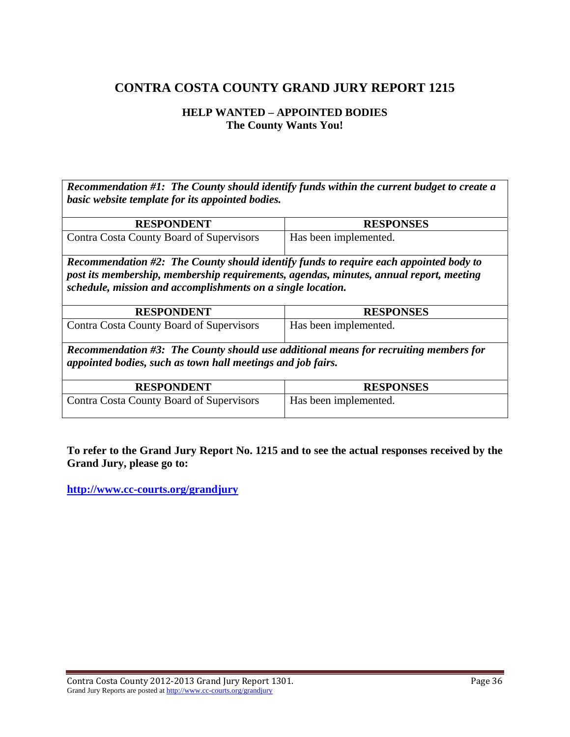# CONTRA COSTA COUNTY GRAND JURY REPORT 1215

### HELP WANTED – APPOINTED BODIES
### The County Wants You!

***Recommendation #1: The County should identify funds within the current budget to create a basic website template for its appointed bodies.***

| RESPONDENT | RESPONSES |
|---|---|
| Contra Costa County Board of Supervisors | Has been implemented. |

***Recommendation #2: The County should identify funds to require each appointed body to post its membership, membership requirements, agendas, minutes, annual report, meeting schedule, mission and accomplishments on a single location.***

| RESPONDENT | RESPONSES |
|---|---|
| Contra Costa County Board of Supervisors | Has been implemented. |

***Recommendation #3: The County should use additional means for recruiting members for appointed bodies, such as town hall meetings and job fairs.***

| RESPONDENT | RESPONSES |
|---|---|
| Contra Costa County Board of Supervisors | Has been implemented. |

**To refer to the Grand Jury Report No. 1215 and to see the actual responses received by the Grand Jury, please go to:**

**http://www.cc-courts.org/grandjury**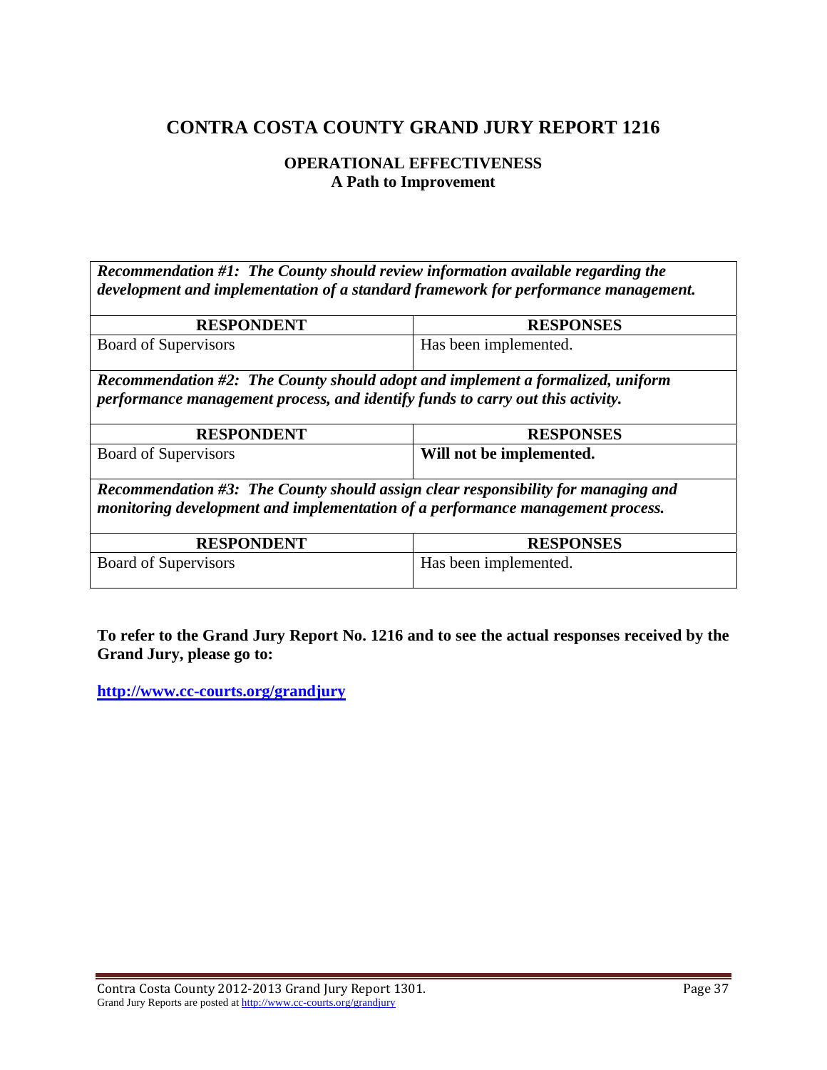# CONTRA COSTA COUNTY GRAND JURY REPORT 1216

## OPERATIONAL EFFECTIVENESS
## A Path to Improvement

***Recommendation #1: The County should review information available regarding the development and implementation of a standard framework for performance management.***

| RESPONDENT | RESPONSES |
|---|---|
| Board of Supervisors | Has been implemented. |

***Recommendation #2: The County should adopt and implement a formalized, uniform performance management process, and identify funds to carry out this activity.***

| RESPONDENT | RESPONSES |
|---|---|
| Board of Supervisors | **Will not be implemented.** |

***Recommendation #3: The County should assign clear responsibility for managing and monitoring development and implementation of a performance management process.***

| RESPONDENT | RESPONSES |
|---|---|
| Board of Supervisors | Has been implemented. |

**To refer to the Grand Jury Report No. 1216 and to see the actual responses received by the Grand Jury, please go to:**

**http://www.cc-courts.org/grandjury**